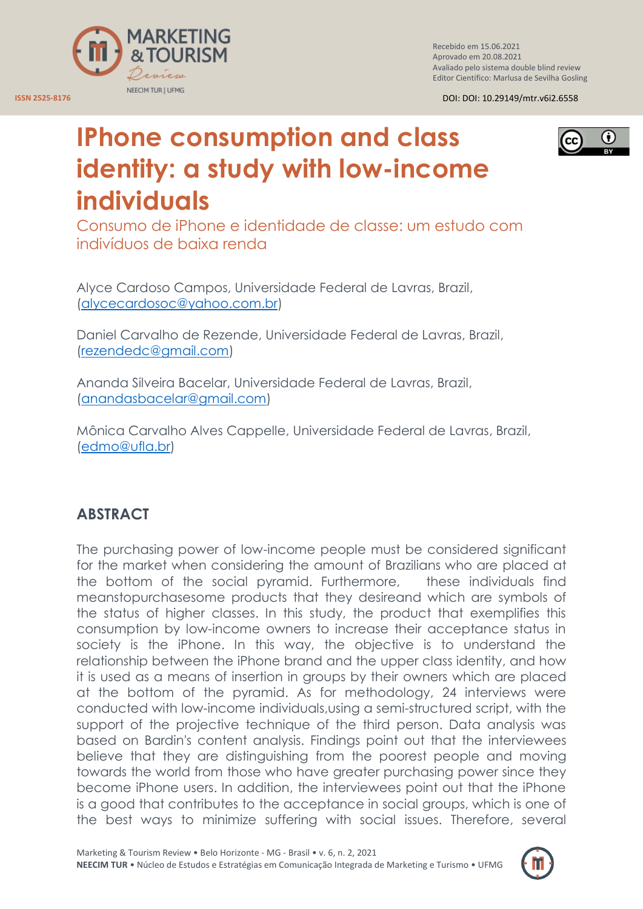ISSN 2525-8176

Recebido em 15.06.2021
Aprovado em 20.08.2021
Avaliado pelo sistema double blind review
Editor Científico: Marlusa de Sevilha Gosling

DOI: DOI: 10.29149/mtr.v6i2.6558

# IPhone consumption and class identity: a study with low-income individuals

## Consumo de iPhone e identidade de classe: um estudo com indivíduos de baixa renda

Alyce Cardoso Campos, Universidade Federal de Lavras, Brazil, (alycecardosoc@yahoo.com.br)

Daniel Carvalho de Rezende, Universidade Federal de Lavras, Brazil, (rezendedc@gmail.com)

Ananda Silveira Bacelar, Universidade Federal de Lavras, Brazil, (anandasbacelar@gmail.com)

Mônica Carvalho Alves Cappelle, Universidade Federal de Lavras, Brazil, (edmo@ufla.br)

## ABSTRACT

The purchasing power of low-income people must be considered significant for the market when considering the amount of Brazilians who are placed at the bottom of the social pyramid. Furthermore, these individuals find meanstopurchasesome products that they desireand which are symbols of the status of higher classes. In this study, the product that exemplifies this consumption by low-income owners to increase their acceptance status in society is the iPhone. In this way, the objective is to understand the relationship between the iPhone brand and the upper class identity, and how it is used as a means of insertion in groups by their owners which are placed at the bottom of the pyramid. As for methodology, 24 interviews were conducted with low-income individuals,using a semi-structured script, with the support of the projective technique of the third person. Data analysis was based on Bardin's content analysis. Findings point out that the interviewees believe that they are distinguishing from the poorest people and moving towards the world from those who have greater purchasing power since they become iPhone users. In addition, the interviewees point out that the iPhone is a good that contributes to the acceptance in social groups, which is one of the best ways to minimize suffering with social issues. Therefore, several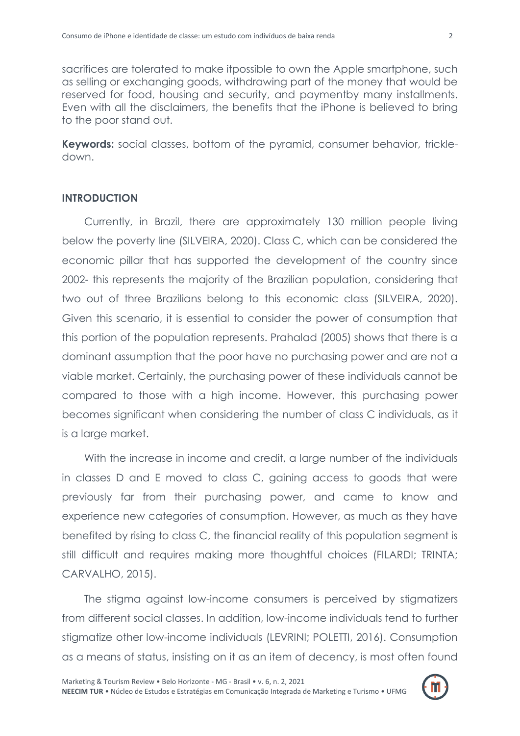sacrifices are tolerated to make itpossible to own the Apple smartphone, such as selling or exchanging goods, withdrawing part of the money that would be reserved for food, housing and security, and paymentby many installments. Even with all the disclaimers, the benefits that the iPhone is believed to bring to the poor stand out.

**Keywords:** social classes, bottom of the pyramid, consumer behavior, trickle-down.

## INTRODUCTION

Currently, in Brazil, there are approximately 130 million people living below the poverty line (SILVEIRA, 2020). Class C, which can be considered the economic pillar that has supported the development of the country since 2002- this represents the majority of the Brazilian population, considering that two out of three Brazilians belong to this economic class (SILVEIRA, 2020). Given this scenario, it is essential to consider the power of consumption that this portion of the population represents. Prahalad (2005) shows that there is a dominant assumption that the poor have no purchasing power and are not a viable market. Certainly, the purchasing power of these individuals cannot be compared to those with a high income. However, this purchasing power becomes significant when considering the number of class C individuals, as it is a large market.

With the increase in income and credit, a large number of the individuals in classes D and E moved to class C, gaining access to goods that were previously far from their purchasing power, and came to know and experience new categories of consumption. However, as much as they have benefited by rising to class C, the financial reality of this population segment is still difficult and requires making more thoughtful choices (FILARDI; TRINTA; CARVALHO, 2015).

The stigma against low-income consumers is perceived by stigmatizers from different social classes. In addition, low-income individuals tend to further stigmatize other low-income individuals (LEVRINI; POLETTI, 2016). Consumption as a means of status, insisting on it as an item of decency, is most often found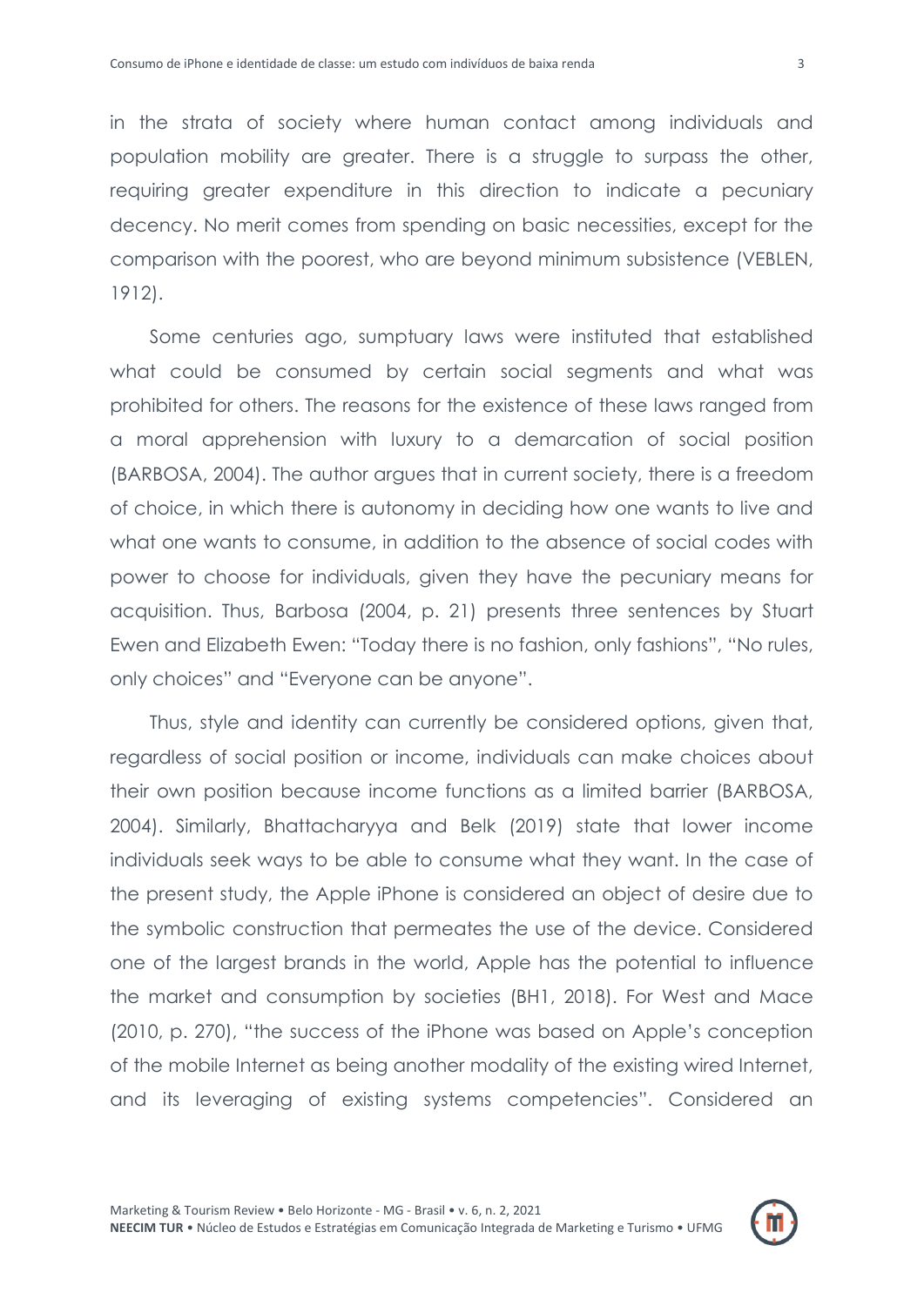in the strata of society where human contact among individuals and population mobility are greater. There is a struggle to surpass the other, requiring greater expenditure in this direction to indicate a pecuniary decency. No merit comes from spending on basic necessities, except for the comparison with the poorest, who are beyond minimum subsistence (VEBLEN, 1912).

Some centuries ago, sumptuary laws were instituted that established what could be consumed by certain social segments and what was prohibited for others. The reasons for the existence of these laws ranged from a moral apprehension with luxury to a demarcation of social position (BARBOSA, 2004). The author argues that in current society, there is a freedom of choice, in which there is autonomy in deciding how one wants to live and what one wants to consume, in addition to the absence of social codes with power to choose for individuals, given they have the pecuniary means for acquisition. Thus, Barbosa (2004, p. 21) presents three sentences by Stuart Ewen and Elizabeth Ewen: "Today there is no fashion, only fashions", "No rules, only choices" and "Everyone can be anyone".

Thus, style and identity can currently be considered options, given that, regardless of social position or income, individuals can make choices about their own position because income functions as a limited barrier (BARBOSA, 2004). Similarly, Bhattacharyya and Belk (2019) state that lower income individuals seek ways to be able to consume what they want. In the case of the present study, the Apple iPhone is considered an object of desire due to the symbolic construction that permeates the use of the device. Considered one of the largest brands in the world, Apple has the potential to influence the market and consumption by societies (BH1, 2018). For West and Mace (2010, p. 270), "the success of the iPhone was based on Apple's conception of the mobile Internet as being another modality of the existing wired Internet, and its leveraging of existing systems competencies". Considered an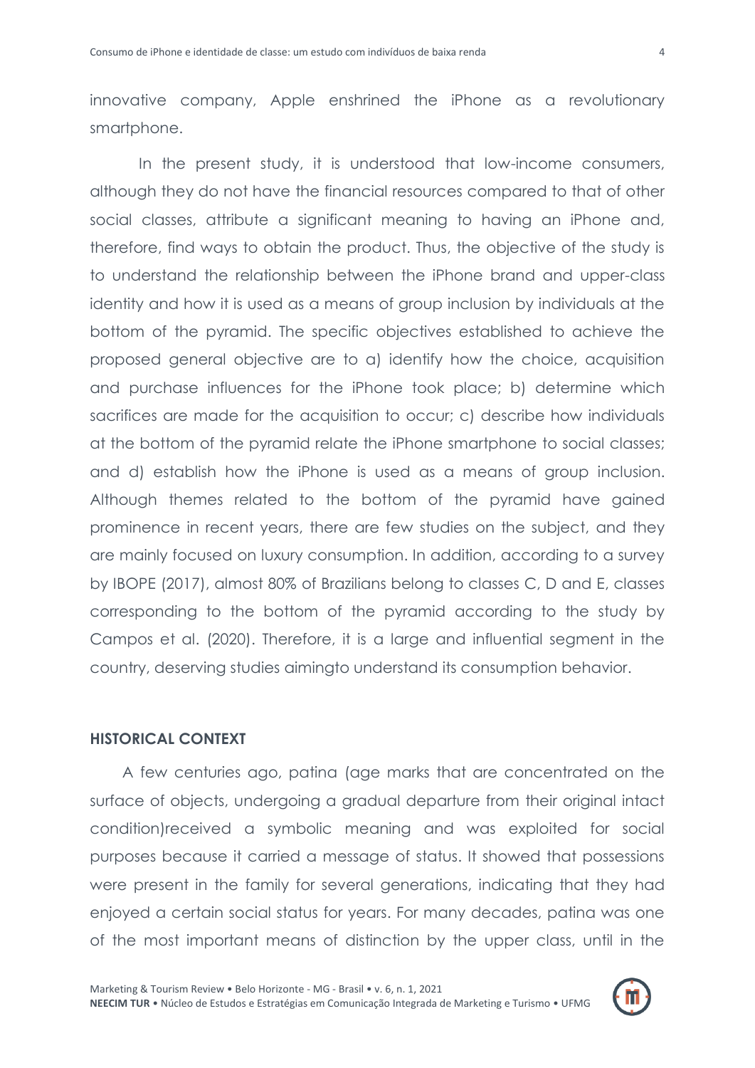innovative company, Apple enshrined the iPhone as a revolutionary smartphone.

In the present study, it is understood that low-income consumers, although they do not have the financial resources compared to that of other social classes, attribute a significant meaning to having an iPhone and, therefore, find ways to obtain the product. Thus, the objective of the study is to understand the relationship between the iPhone brand and upper-class identity and how it is used as a means of group inclusion by individuals at the bottom of the pyramid. The specific objectives established to achieve the proposed general objective are to a) identify how the choice, acquisition and purchase influences for the iPhone took place; b) determine which sacrifices are made for the acquisition to occur; c) describe how individuals at the bottom of the pyramid relate the iPhone smartphone to social classes; and d) establish how the iPhone is used as a means of group inclusion. Although themes related to the bottom of the pyramid have gained prominence in recent years, there are few studies on the subject, and they are mainly focused on luxury consumption. In addition, according to a survey by IBOPE (2017), almost 80% of Brazilians belong to classes C, D and E, classes corresponding to the bottom of the pyramid according to the study by Campos et al. (2020). Therefore, it is a large and influential segment in the country, deserving studies aimingto understand its consumption behavior.

## HISTORICAL CONTEXT

A few centuries ago, patina (age marks that are concentrated on the surface of objects, undergoing a gradual departure from their original intact condition)received a symbolic meaning and was exploited for social purposes because it carried a message of status. It showed that possessions were present in the family for several generations, indicating that they had enjoyed a certain social status for years. For many decades, patina was one of the most important means of distinction by the upper class, until in the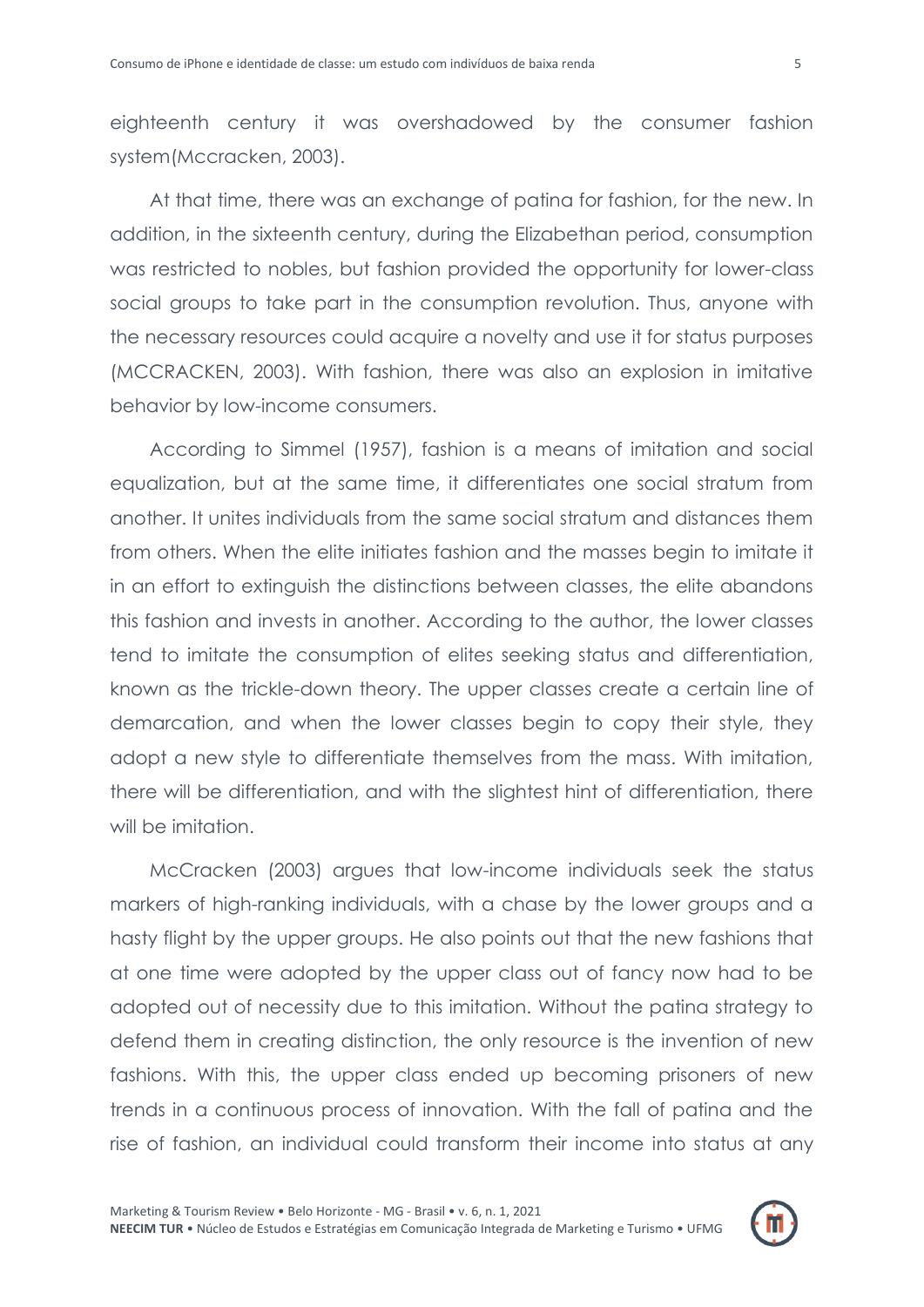eighteenth century it was overshadowed by the consumer fashion system(Mccracken, 2003).

At that time, there was an exchange of patina for fashion, for the new. In addition, in the sixteenth century, during the Elizabethan period, consumption was restricted to nobles, but fashion provided the opportunity for lower-class social groups to take part in the consumption revolution. Thus, anyone with the necessary resources could acquire a novelty and use it for status purposes (MCCRACKEN, 2003). With fashion, there was also an explosion in imitative behavior by low-income consumers.

According to Simmel (1957), fashion is a means of imitation and social equalization, but at the same time, it differentiates one social stratum from another. It unites individuals from the same social stratum and distances them from others. When the elite initiates fashion and the masses begin to imitate it in an effort to extinguish the distinctions between classes, the elite abandons this fashion and invests in another. According to the author, the lower classes tend to imitate the consumption of elites seeking status and differentiation, known as the trickle-down theory. The upper classes create a certain line of demarcation, and when the lower classes begin to copy their style, they adopt a new style to differentiate themselves from the mass. With imitation, there will be differentiation, and with the slightest hint of differentiation, there will be imitation.

McCracken (2003) argues that low-income individuals seek the status markers of high-ranking individuals, with a chase by the lower groups and a hasty flight by the upper groups. He also points out that the new fashions that at one time were adopted by the upper class out of fancy now had to be adopted out of necessity due to this imitation. Without the patina strategy to defend them in creating distinction, the only resource is the invention of new fashions. With this, the upper class ended up becoming prisoners of new trends in a continuous process of innovation. With the fall of patina and the rise of fashion, an individual could transform their income into status at any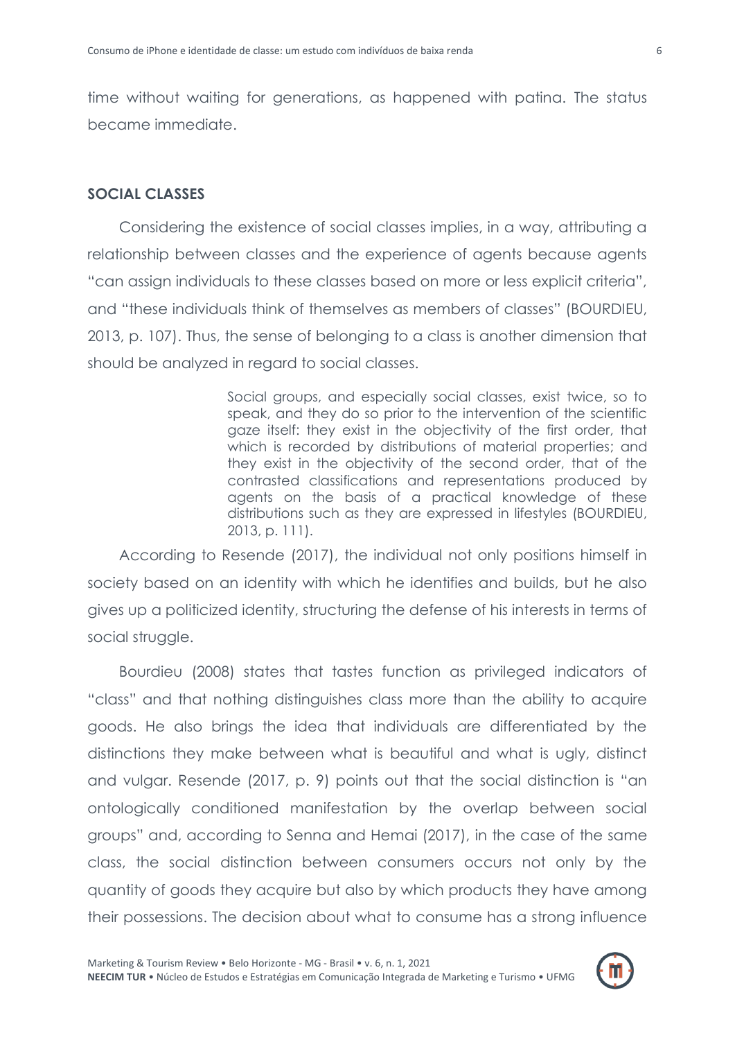time without waiting for generations, as happened with patina. The status became immediate.

## SOCIAL CLASSES

Considering the existence of social classes implies, in a way, attributing a relationship between classes and the experience of agents because agents "can assign individuals to these classes based on more or less explicit criteria", and "these individuals think of themselves as members of classes" (BOURDIEU, 2013, p. 107). Thus, the sense of belonging to a class is another dimension that should be analyzed in regard to social classes.

> Social groups, and especially social classes, exist twice, so to speak, and they do so prior to the intervention of the scientific gaze itself: they exist in the objectivity of the first order, that which is recorded by distributions of material properties; and they exist in the objectivity of the second order, that of the contrasted classifications and representations produced by agents on the basis of a practical knowledge of these distributions such as they are expressed in lifestyles (BOURDIEU, 2013, p. 111).

According to Resende (2017), the individual not only positions himself in society based on an identity with which he identifies and builds, but he also gives up a politicized identity, structuring the defense of his interests in terms of social struggle.

Bourdieu (2008) states that tastes function as privileged indicators of "class" and that nothing distinguishes class more than the ability to acquire goods. He also brings the idea that individuals are differentiated by the distinctions they make between what is beautiful and what is ugly, distinct and vulgar. Resende (2017, p. 9) points out that the social distinction is "an ontologically conditioned manifestation by the overlap between social groups" and, according to Senna and Hemai (2017), in the case of the same class, the social distinction between consumers occurs not only by the quantity of goods they acquire but also by which products they have among their possessions. The decision about what to consume has a strong influence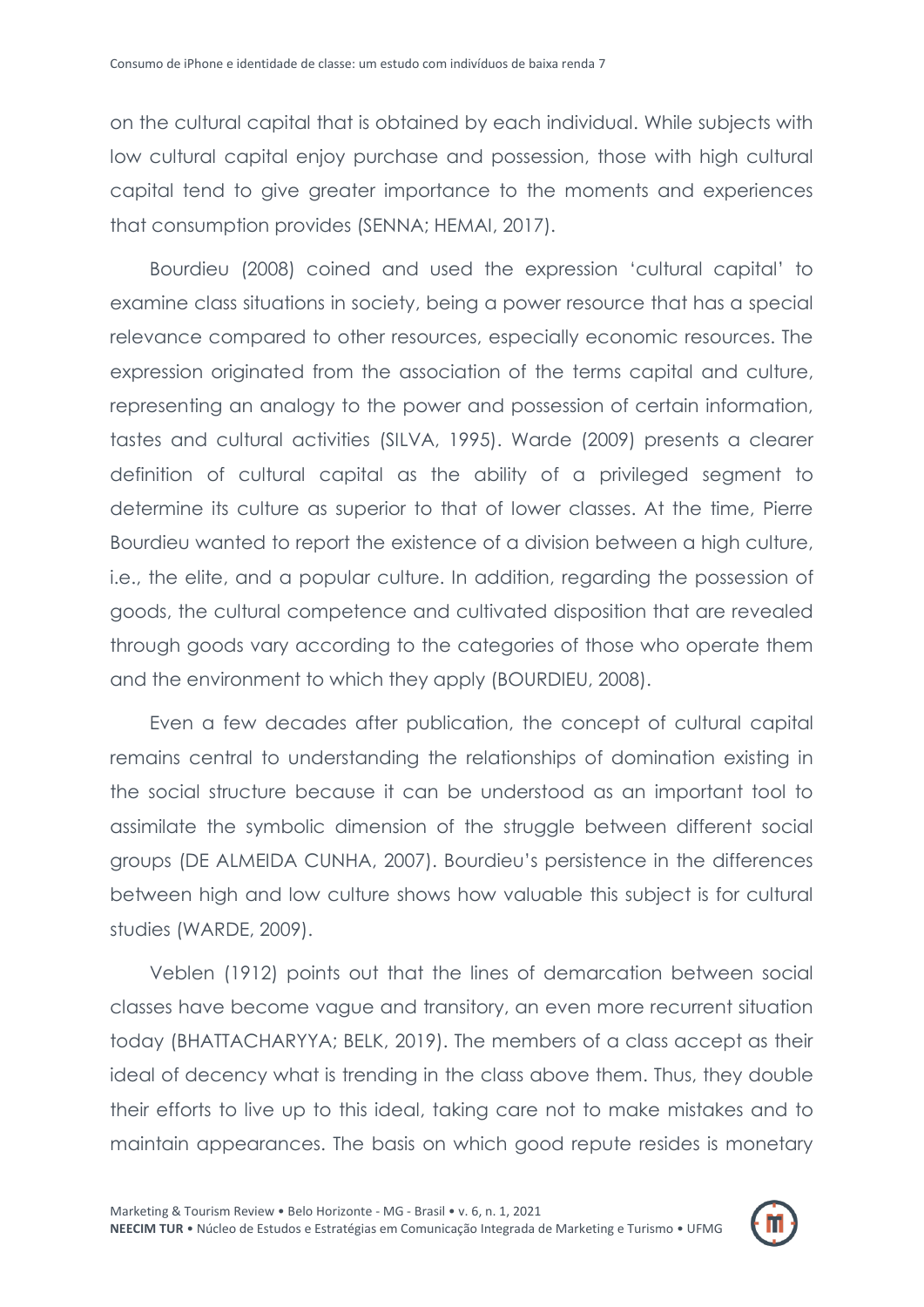on the cultural capital that is obtained by each individual. While subjects with low cultural capital enjoy purchase and possession, those with high cultural capital tend to give greater importance to the moments and experiences that consumption provides (SENNA; HEMAI, 2017).

Bourdieu (2008) coined and used the expression 'cultural capital' to examine class situations in society, being a power resource that has a special relevance compared to other resources, especially economic resources. The expression originated from the association of the terms capital and culture, representing an analogy to the power and possession of certain information, tastes and cultural activities (SILVA, 1995). Warde (2009) presents a clearer definition of cultural capital as the ability of a privileged segment to determine its culture as superior to that of lower classes. At the time, Pierre Bourdieu wanted to report the existence of a division between a high culture, i.e., the elite, and a popular culture. In addition, regarding the possession of goods, the cultural competence and cultivated disposition that are revealed through goods vary according to the categories of those who operate them and the environment to which they apply (BOURDIEU, 2008).

Even a few decades after publication, the concept of cultural capital remains central to understanding the relationships of domination existing in the social structure because it can be understood as an important tool to assimilate the symbolic dimension of the struggle between different social groups (DE ALMEIDA CUNHA, 2007). Bourdieu's persistence in the differences between high and low culture shows how valuable this subject is for cultural studies (WARDE, 2009).

Veblen (1912) points out that the lines of demarcation between social classes have become vague and transitory, an even more recurrent situation today (BHATTACHARYYA; BELK, 2019). The members of a class accept as their ideal of decency what is trending in the class above them. Thus, they double their efforts to live up to this ideal, taking care not to make mistakes and to maintain appearances. The basis on which good repute resides is monetary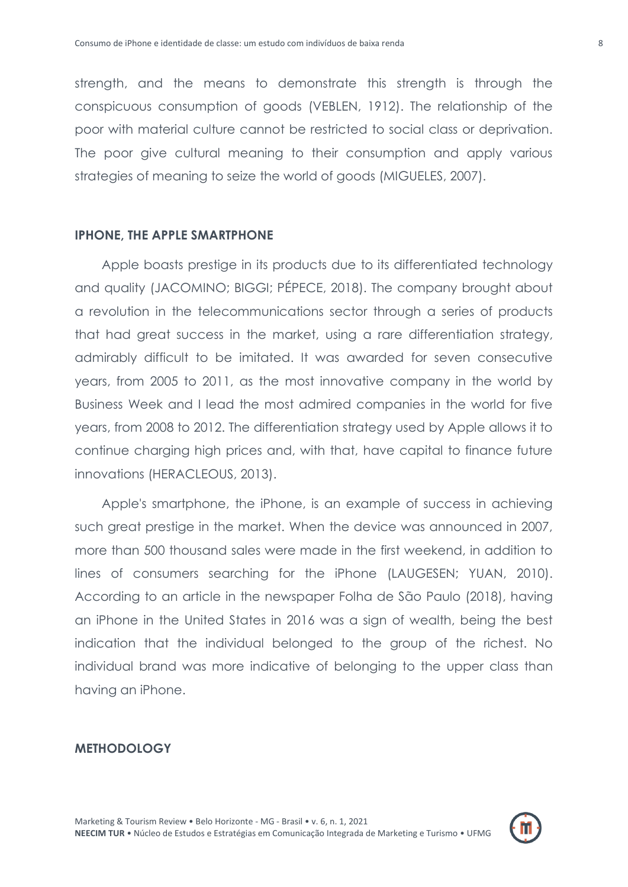strength, and the means to demonstrate this strength is through the conspicuous consumption of goods (VEBLEN, 1912). The relationship of the poor with material culture cannot be restricted to social class or deprivation. The poor give cultural meaning to their consumption and apply various strategies of meaning to seize the world of goods (MIGUELES, 2007).

## IPHONE, THE APPLE SMARTPHONE

Apple boasts prestige in its products due to its differentiated technology and quality (JACOMINO; BIGGI; PÉPECE, 2018). The company brought about a revolution in the telecommunications sector through a series of products that had great success in the market, using a rare differentiation strategy, admirably difficult to be imitated. It was awarded for seven consecutive years, from 2005 to 2011, as the most innovative company in the world by Business Week and I lead the most admired companies in the world for five years, from 2008 to 2012. The differentiation strategy used by Apple allows it to continue charging high prices and, with that, have capital to finance future innovations (HERACLEOUS, 2013).

Apple's smartphone, the iPhone, is an example of success in achieving such great prestige in the market. When the device was announced in 2007, more than 500 thousand sales were made in the first weekend, in addition to lines of consumers searching for the iPhone (LAUGESEN; YUAN, 2010). According to an article in the newspaper Folha de São Paulo (2018), having an iPhone in the United States in 2016 was a sign of wealth, being the best indication that the individual belonged to the group of the richest. No individual brand was more indicative of belonging to the upper class than having an iPhone.

## METHODOLOGY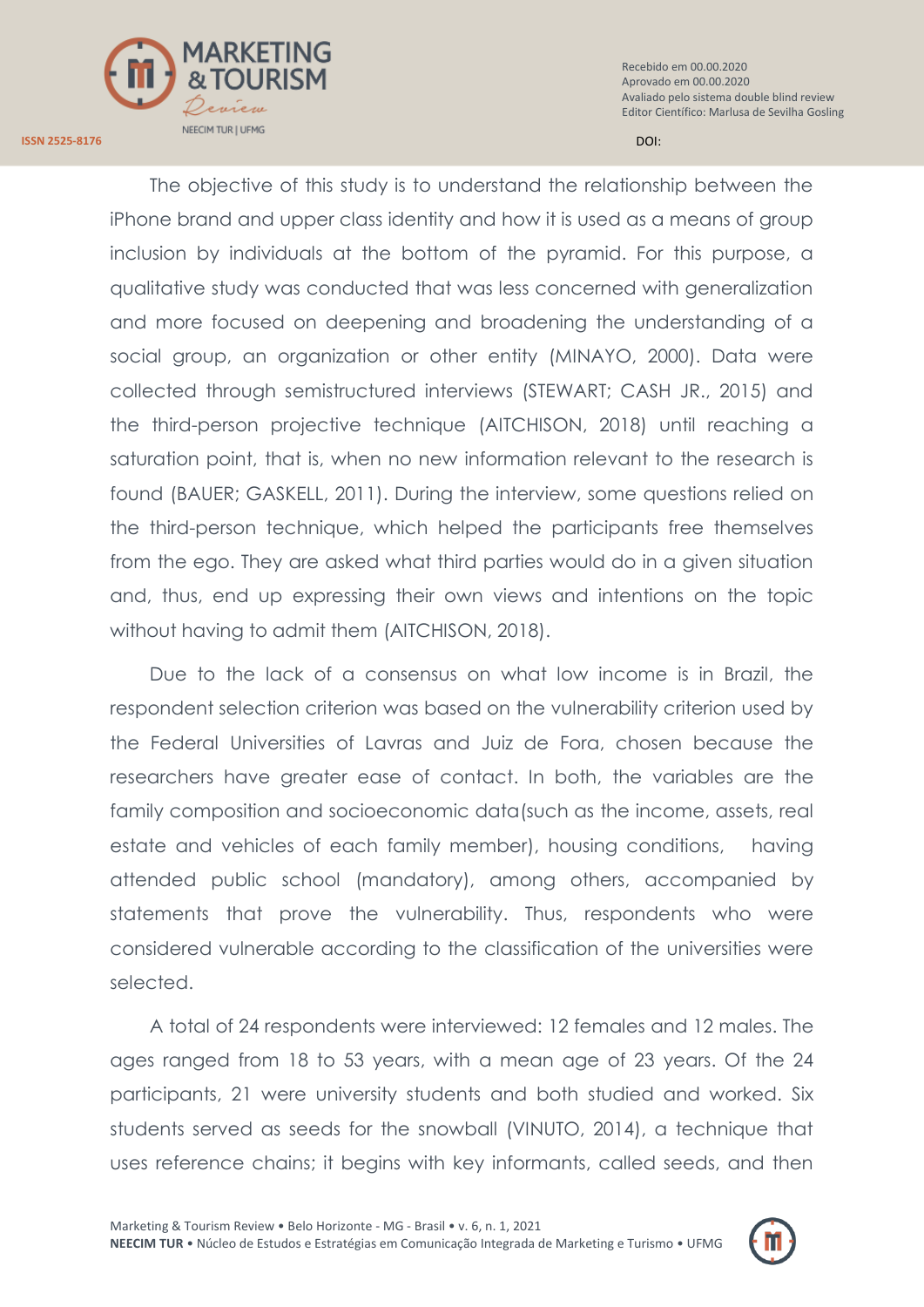The objective of this study is to understand the relationship between the iPhone brand and upper class identity and how it is used as a means of group inclusion by individuals at the bottom of the pyramid. For this purpose, a qualitative study was conducted that was less concerned with generalization and more focused on deepening and broadening the understanding of a social group, an organization or other entity (MINAYO, 2000). Data were collected through semistructured interviews (STEWART; CASH JR., 2015) and the third-person projective technique (AITCHISON, 2018) until reaching a saturation point, that is, when no new information relevant to the research is found (BAUER; GASKELL, 2011). During the interview, some questions relied on the third-person technique, which helped the participants free themselves from the ego. They are asked what third parties would do in a given situation and, thus, end up expressing their own views and intentions on the topic without having to admit them (AITCHISON, 2018).

Due to the lack of a consensus on what low income is in Brazil, the respondent selection criterion was based on the vulnerability criterion used by the Federal Universities of Lavras and Juiz de Fora, chosen because the researchers have greater ease of contact. In both, the variables are the family composition and socioeconomic data(such as the income, assets, real estate and vehicles of each family member), housing conditions, having attended public school (mandatory), among others, accompanied by statements that prove the vulnerability. Thus, respondents who were considered vulnerable according to the classification of the universities were selected.

A total of 24 respondents were interviewed: 12 females and 12 males. The ages ranged from 18 to 53 years, with a mean age of 23 years. Of the 24 participants, 21 were university students and both studied and worked. Six students served as seeds for the snowball (VINUTO, 2014), a technique that uses reference chains; it begins with key informants, called seeds, and then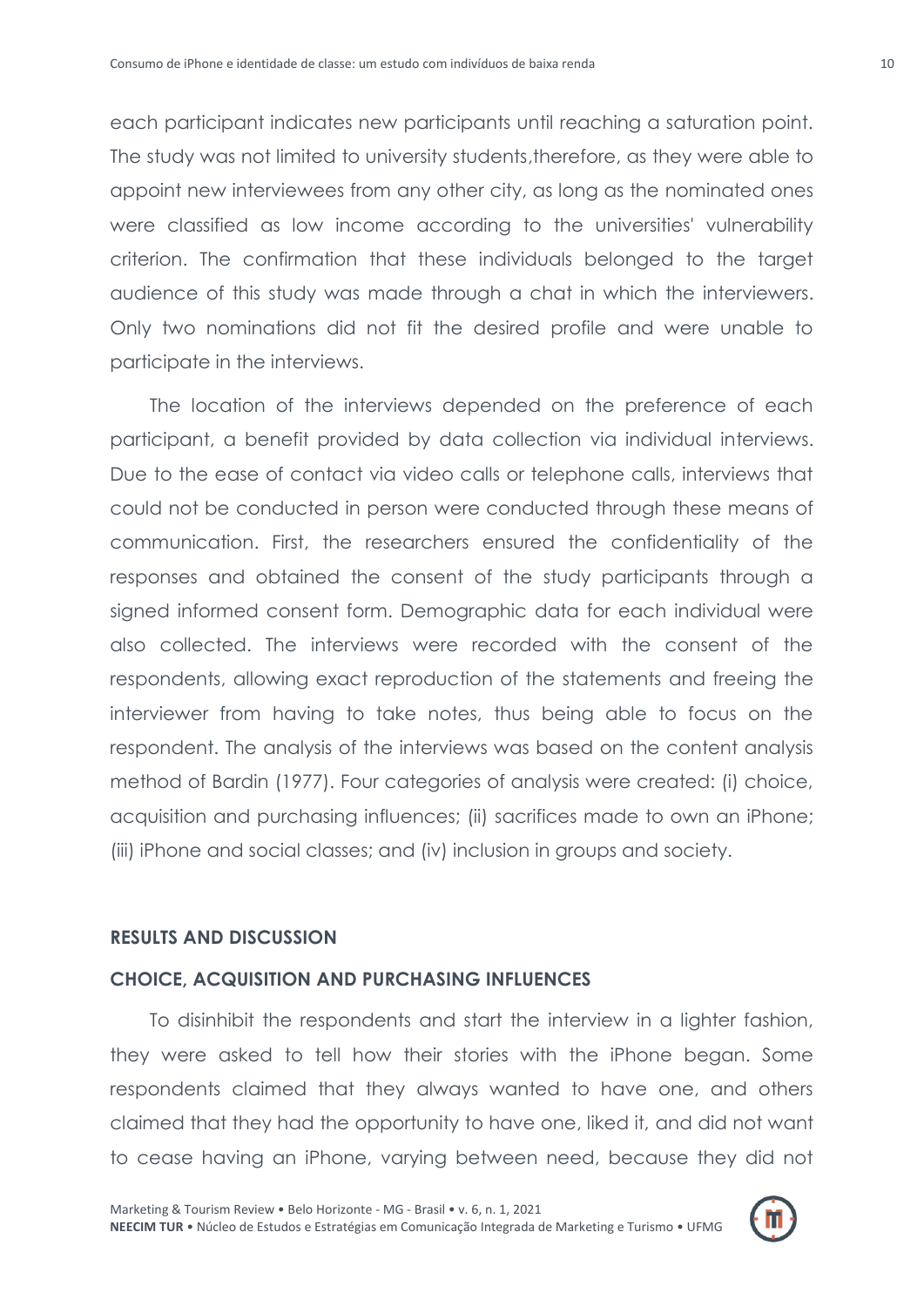each participant indicates new participants until reaching a saturation point. The study was not limited to university students,therefore, as they were able to appoint new interviewees from any other city, as long as the nominated ones were classified as low income according to the universities' vulnerability criterion. The confirmation that these individuals belonged to the target audience of this study was made through a chat in which the interviewers. Only two nominations did not fit the desired profile and were unable to participate in the interviews.

The location of the interviews depended on the preference of each participant, a benefit provided by data collection via individual interviews. Due to the ease of contact via video calls or telephone calls, interviews that could not be conducted in person were conducted through these means of communication. First, the researchers ensured the confidentiality of the responses and obtained the consent of the study participants through a signed informed consent form. Demographic data for each individual were also collected. The interviews were recorded with the consent of the respondents, allowing exact reproduction of the statements and freeing the interviewer from having to take notes, thus being able to focus on the respondent. The analysis of the interviews was based on the content analysis method of Bardin (1977). Four categories of analysis were created: (i) choice, acquisition and purchasing influences; (ii) sacrifices made to own an iPhone; (iii) iPhone and social classes; and (iv) inclusion in groups and society.

## RESULTS AND DISCUSSION

### CHOICE, ACQUISITION AND PURCHASING INFLUENCES

To disinhibit the respondents and start the interview in a lighter fashion, they were asked to tell how their stories with the iPhone began. Some respondents claimed that they always wanted to have one, and others claimed that they had the opportunity to have one, liked it, and did not want to cease having an iPhone, varying between need, because they did not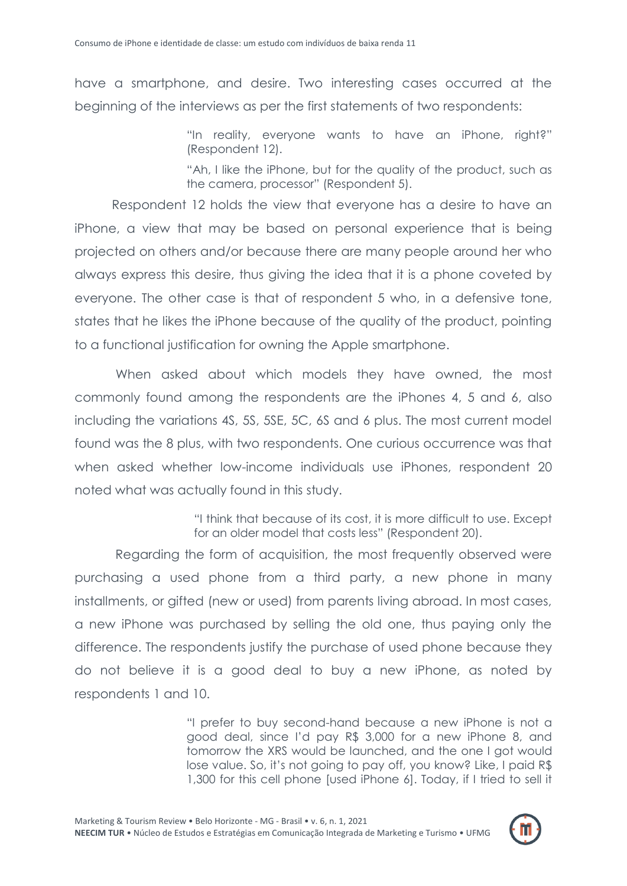have a smartphone, and desire. Two interesting cases occurred at the beginning of the interviews as per the first statements of two respondents:

> "In reality, everyone wants to have an iPhone, right?" (Respondent 12).
>
> "Ah, I like the iPhone, but for the quality of the product, such as the camera, processor" (Respondent 5).

Respondent 12 holds the view that everyone has a desire to have an iPhone, a view that may be based on personal experience that is being projected on others and/or because there are many people around her who always express this desire, thus giving the idea that it is a phone coveted by everyone. The other case is that of respondent 5 who, in a defensive tone, states that he likes the iPhone because of the quality of the product, pointing to a functional justification for owning the Apple smartphone.

When asked about which models they have owned, the most commonly found among the respondents are the iPhones 4, 5 and 6, also including the variations 4S, 5S, 5SE, 5C, 6S and 6 plus. The most current model found was the 8 plus, with two respondents. One curious occurrence was that when asked whether low-income individuals use iPhones, respondent 20 noted what was actually found in this study.

> "I think that because of its cost, it is more difficult to use. Except for an older model that costs less" (Respondent 20).

Regarding the form of acquisition, the most frequently observed were purchasing a used phone from a third party, a new phone in many installments, or gifted (new or used) from parents living abroad. In most cases, a new iPhone was purchased by selling the old one, thus paying only the difference. The respondents justify the purchase of used phone because they do not believe it is a good deal to buy a new iPhone, as noted by respondents 1 and 10.

> "I prefer to buy second-hand because a new iPhone is not a good deal, since I'd pay R$ 3,000 for a new iPhone 8, and tomorrow the XRS would be launched, and the one I got would lose value. So, it's not going to pay off, you know? Like, I paid R$ 1,300 for this cell phone [used iPhone 6]. Today, if I tried to sell it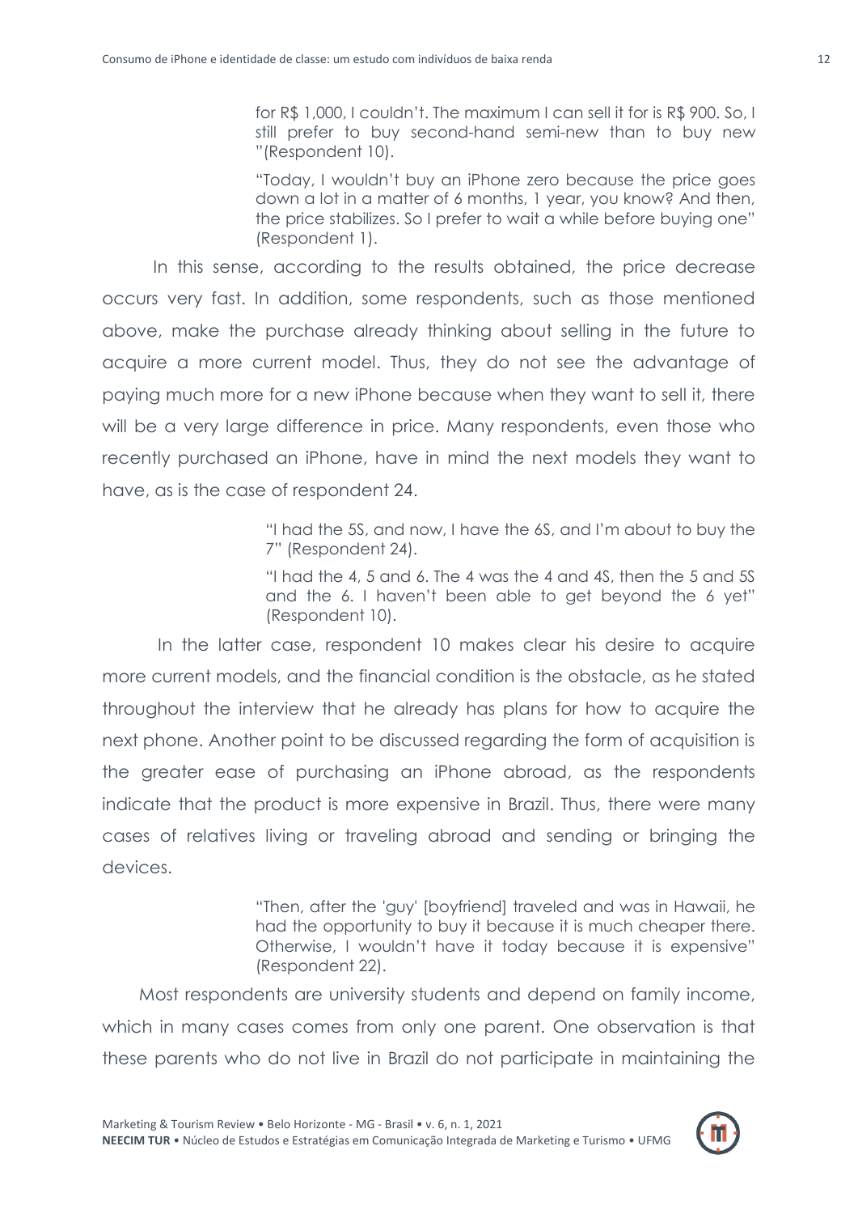> for R$ 1,000, I couldn't. The maximum I can sell it for is R$ 900. So, I still prefer to buy second-hand semi-new than to buy new "(Respondent 10).

> "Today, I wouldn't buy an iPhone zero because the price goes down a lot in a matter of 6 months, 1 year, you know? And then, the price stabilizes. So I prefer to wait a while before buying one" (Respondent 1).

In this sense, according to the results obtained, the price decrease occurs very fast. In addition, some respondents, such as those mentioned above, make the purchase already thinking about selling in the future to acquire a more current model. Thus, they do not see the advantage of paying much more for a new iPhone because when they want to sell it, there will be a very large difference in price. Many respondents, even those who recently purchased an iPhone, have in mind the next models they want to have, as is the case of respondent 24.

> "I had the 5S, and now, I have the 6S, and I'm about to buy the 7" (Respondent 24).

> "I had the 4, 5 and 6. The 4 was the 4 and 4S, then the 5 and 5S and the 6. I haven't been able to get beyond the 6 yet" (Respondent 10).

In the latter case, respondent 10 makes clear his desire to acquire more current models, and the financial condition is the obstacle, as he stated throughout the interview that he already has plans for how to acquire the next phone. Another point to be discussed regarding the form of acquisition is the greater ease of purchasing an iPhone abroad, as the respondents indicate that the product is more expensive in Brazil. Thus, there were many cases of relatives living or traveling abroad and sending or bringing the devices.

> "Then, after the 'guy' [boyfriend] traveled and was in Hawaii, he had the opportunity to buy it because it is much cheaper there. Otherwise, I wouldn't have it today because it is expensive" (Respondent 22).

Most respondents are university students and depend on family income, which in many cases comes from only one parent. One observation is that these parents who do not live in Brazil do not participate in maintaining the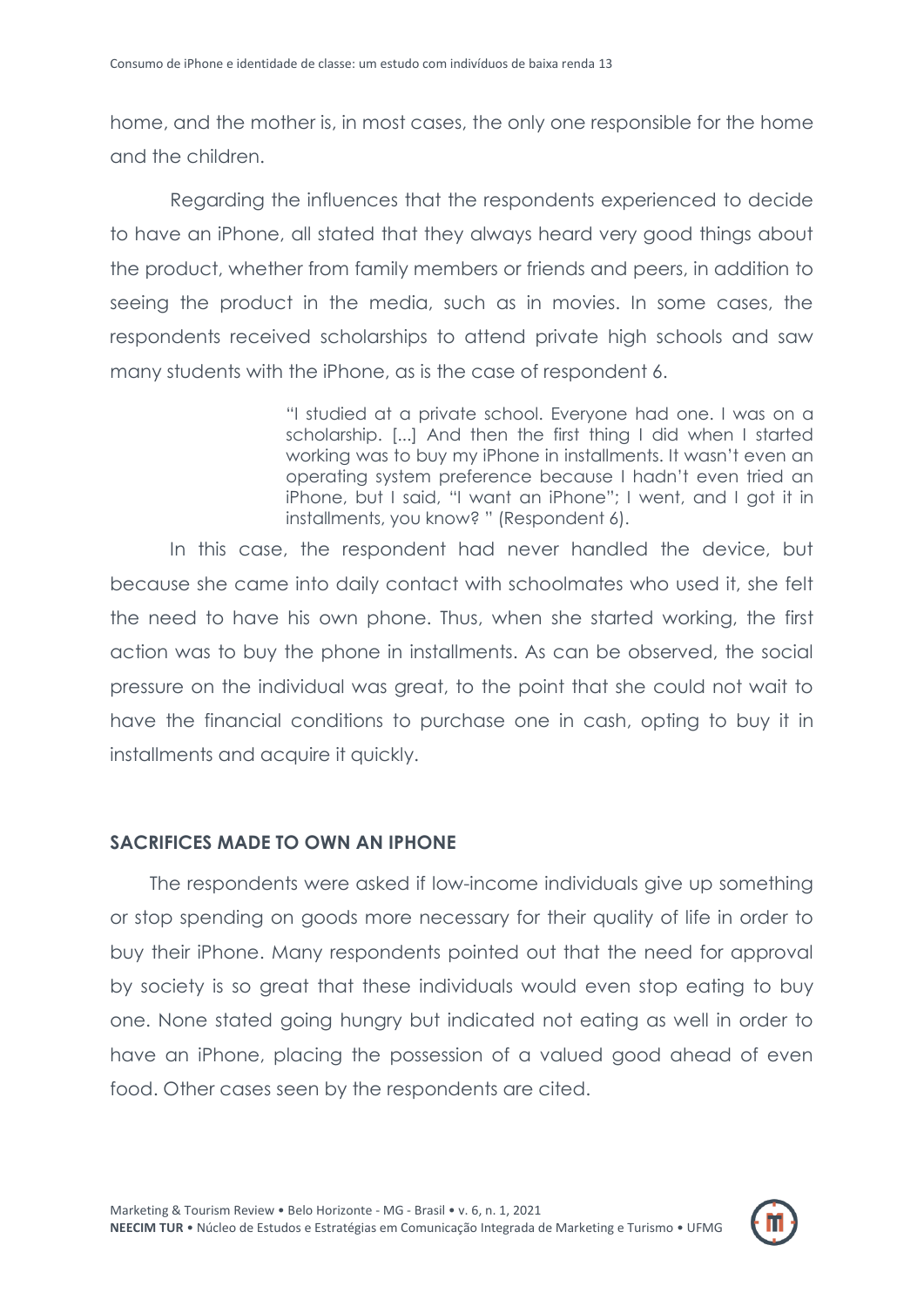home, and the mother is, in most cases, the only one responsible for the home and the children.

Regarding the influences that the respondents experienced to decide to have an iPhone, all stated that they always heard very good things about the product, whether from family members or friends and peers, in addition to seeing the product in the media, such as in movies. In some cases, the respondents received scholarships to attend private high schools and saw many students with the iPhone, as is the case of respondent 6.

> "I studied at a private school. Everyone had one. I was on a scholarship. [...] And then the first thing I did when I started working was to buy my iPhone in installments. It wasn't even an operating system preference because I hadn't even tried an iPhone, but I said, "I want an iPhone"; I went, and I got it in installments, you know? " (Respondent 6).

In this case, the respondent had never handled the device, but because she came into daily contact with schoolmates who used it, she felt the need to have his own phone. Thus, when she started working, the first action was to buy the phone in installments. As can be observed, the social pressure on the individual was great, to the point that she could not wait to have the financial conditions to purchase one in cash, opting to buy it in installments and acquire it quickly.

## SACRIFICES MADE TO OWN AN IPHONE

The respondents were asked if low-income individuals give up something or stop spending on goods more necessary for their quality of life in order to buy their iPhone. Many respondents pointed out that the need for approval by society is so great that these individuals would even stop eating to buy one. None stated going hungry but indicated not eating as well in order to have an iPhone, placing the possession of a valued good ahead of even food. Other cases seen by the respondents are cited.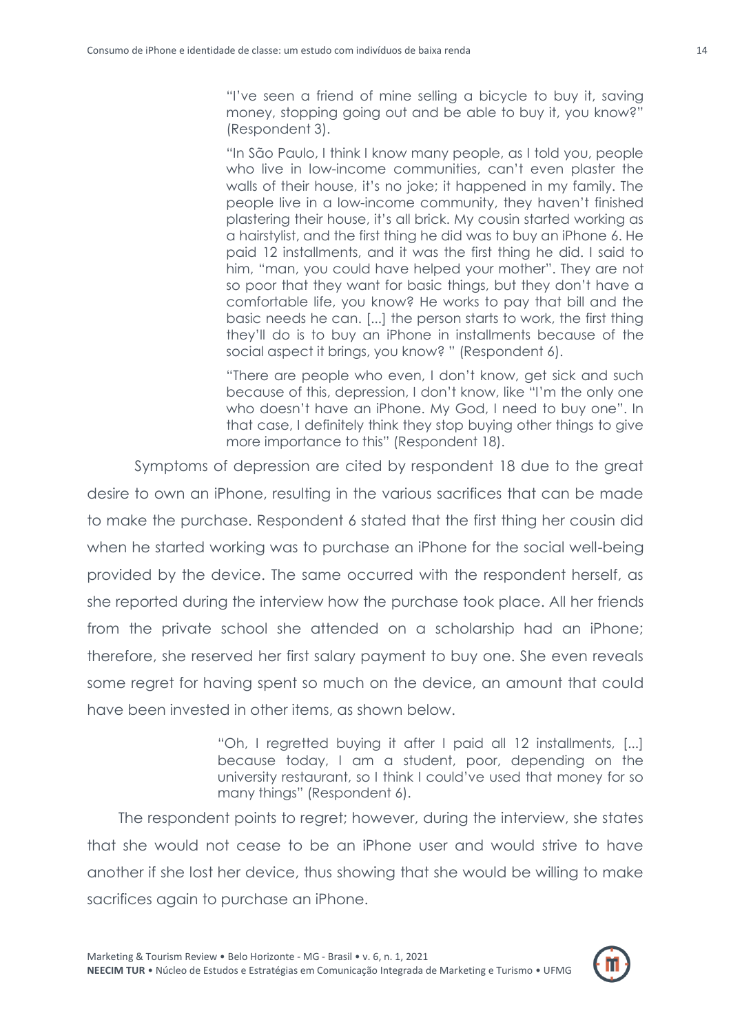> "I've seen a friend of mine selling a bicycle to buy it, saving money, stopping going out and be able to buy it, you know?" (Respondent 3).

> "In São Paulo, I think I know many people, as I told you, people who live in low-income communities, can't even plaster the walls of their house, it's no joke; it happened in my family. The people live in a low-income community, they haven't finished plastering their house, it's all brick. My cousin started working as a hairstylist, and the first thing he did was to buy an iPhone 6. He paid 12 installments, and it was the first thing he did. I said to him, "man, you could have helped your mother". They are not so poor that they want for basic things, but they don't have a comfortable life, you know? He works to pay that bill and the basic needs he can. [...] the person starts to work, the first thing they'll do is to buy an iPhone in installments because of the social aspect it brings, you know? " (Respondent 6).

> "There are people who even, I don't know, get sick and such because of this, depression, I don't know, like "I'm the only one who doesn't have an iPhone. My God, I need to buy one". In that case, I definitely think they stop buying other things to give more importance to this" (Respondent 18).

Symptoms of depression are cited by respondent 18 due to the great desire to own an iPhone, resulting in the various sacrifices that can be made to make the purchase. Respondent 6 stated that the first thing her cousin did when he started working was to purchase an iPhone for the social well-being provided by the device. The same occurred with the respondent herself, as she reported during the interview how the purchase took place. All her friends from the private school she attended on a scholarship had an iPhone; therefore, she reserved her first salary payment to buy one. She even reveals some regret for having spent so much on the device, an amount that could have been invested in other items, as shown below.

> "Oh, I regretted buying it after I paid all 12 installments, [...] because today, I am a student, poor, depending on the university restaurant, so I think I could've used that money for so many things" (Respondent 6).

The respondent points to regret; however, during the interview, she states that she would not cease to be an iPhone user and would strive to have another if she lost her device, thus showing that she would be willing to make sacrifices again to purchase an iPhone.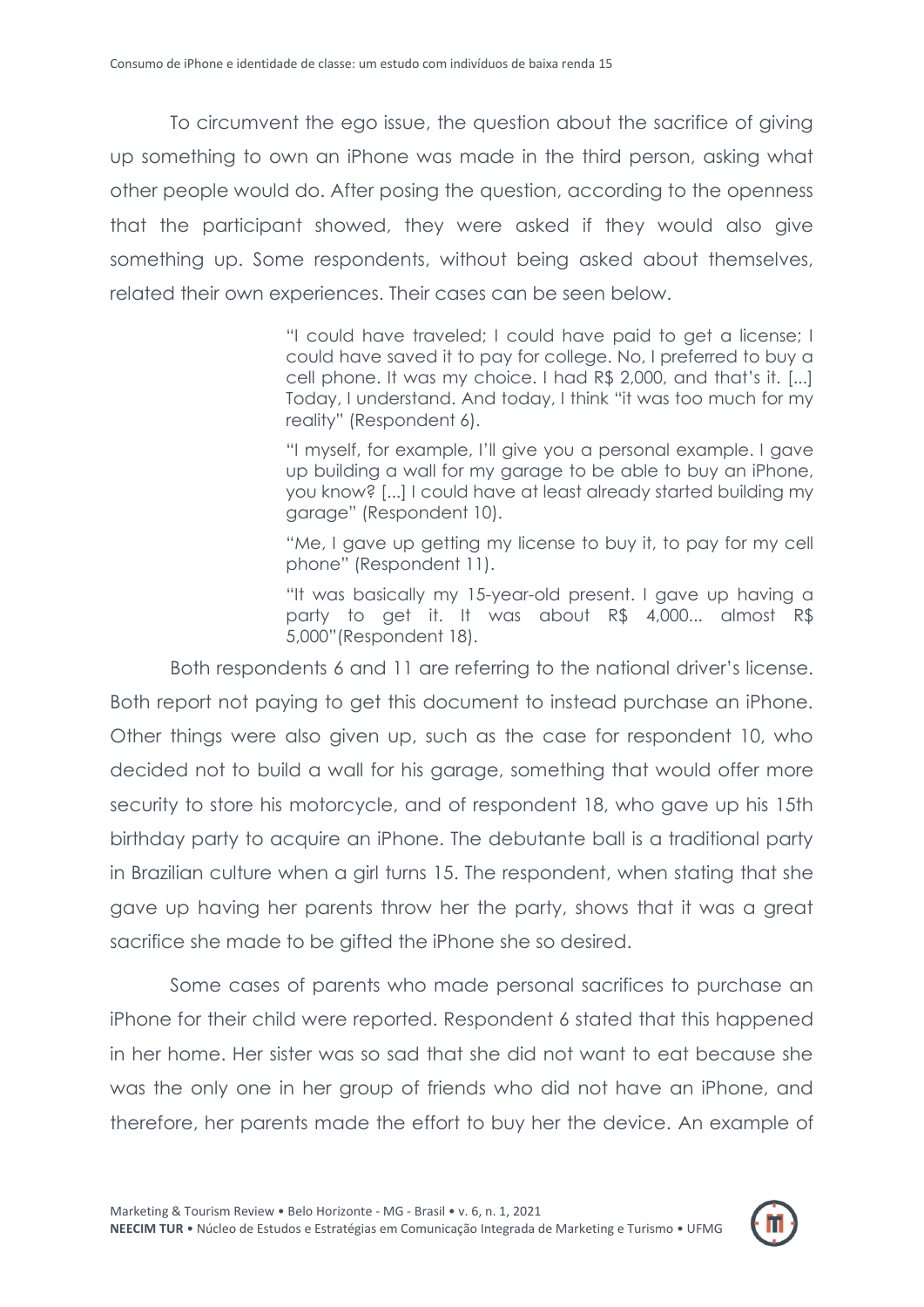To circumvent the ego issue, the question about the sacrifice of giving up something to own an iPhone was made in the third person, asking what other people would do. After posing the question, according to the openness that the participant showed, they were asked if they would also give something up. Some respondents, without being asked about themselves, related their own experiences. Their cases can be seen below.

> "I could have traveled; I could have paid to get a license; I could have saved it to pay for college. No, I preferred to buy a cell phone. It was my choice. I had R$ 2,000, and that's it. [...] Today, I understand. And today, I think "it was too much for my reality" (Respondent 6).
>
> "I myself, for example, I'll give you a personal example. I gave up building a wall for my garage to be able to buy an iPhone, you know? [...] I could have at least already started building my garage" (Respondent 10).
>
> "Me, I gave up getting my license to buy it, to pay for my cell phone" (Respondent 11).
>
> "It was basically my 15-year-old present. I gave up having a party to get it. It was about R$ 4,000... almost R$ 5,000"(Respondent 18).

Both respondents 6 and 11 are referring to the national driver's license. Both report not paying to get this document to instead purchase an iPhone. Other things were also given up, such as the case for respondent 10, who decided not to build a wall for his garage, something that would offer more security to store his motorcycle, and of respondent 18, who gave up his 15th birthday party to acquire an iPhone. The debutante ball is a traditional party in Brazilian culture when a girl turns 15. The respondent, when stating that she gave up having her parents throw her the party, shows that it was a great sacrifice she made to be gifted the iPhone she so desired.

Some cases of parents who made personal sacrifices to purchase an iPhone for their child were reported. Respondent 6 stated that this happened in her home. Her sister was so sad that she did not want to eat because she was the only one in her group of friends who did not have an iPhone, and therefore, her parents made the effort to buy her the device. An example of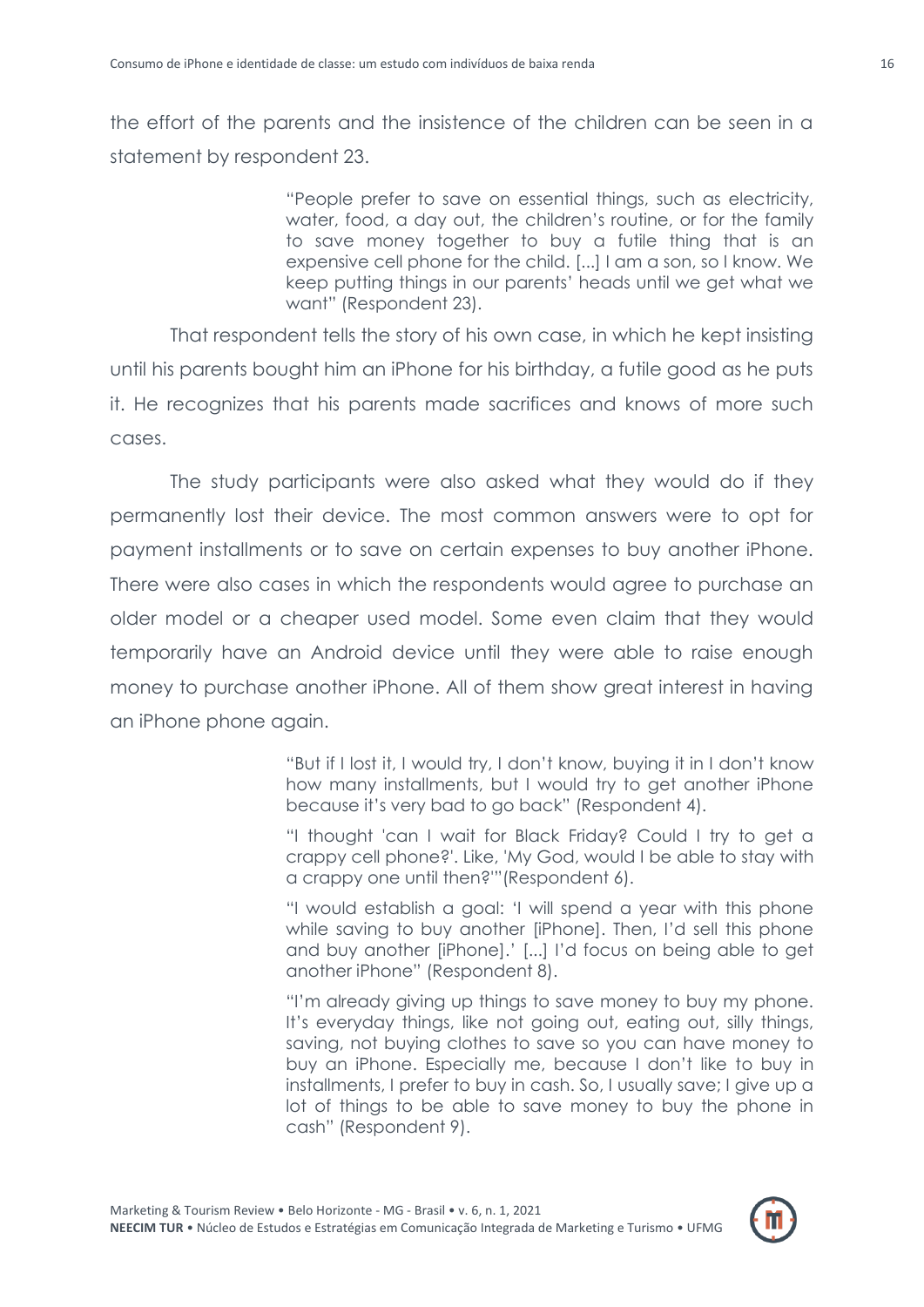the effort of the parents and the insistence of the children can be seen in a statement by respondent 23.

> "People prefer to save on essential things, such as electricity, water, food, a day out, the children's routine, or for the family to save money together to buy a futile thing that is an expensive cell phone for the child. [...] I am a son, so I know. We keep putting things in our parents' heads until we get what we want" (Respondent 23).

That respondent tells the story of his own case, in which he kept insisting until his parents bought him an iPhone for his birthday, a futile good as he puts it. He recognizes that his parents made sacrifices and knows of more such cases.

The study participants were also asked what they would do if they permanently lost their device. The most common answers were to opt for payment installments or to save on certain expenses to buy another iPhone. There were also cases in which the respondents would agree to purchase an older model or a cheaper used model. Some even claim that they would temporarily have an Android device until they were able to raise enough money to purchase another iPhone. All of them show great interest in having an iPhone phone again.

> "But if I lost it, I would try, I don't know, buying it in I don't know how many installments, but I would try to get another iPhone because it's very bad to go back" (Respondent 4).
>
> "I thought 'can I wait for Black Friday? Could I try to get a crappy cell phone?'. Like, 'My God, would I be able to stay with a crappy one until then?'"(Respondent 6).
>
> "I would establish a goal: 'I will spend a year with this phone while saving to buy another [iPhone]. Then, I'd sell this phone and buy another [iPhone].' [...] I'd focus on being able to get another iPhone" (Respondent 8).
>
> "I'm already giving up things to save money to buy my phone. It's everyday things, like not going out, eating out, silly things, saving, not buying clothes to save so you can have money to buy an iPhone. Especially me, because I don't like to buy in installments, I prefer to buy in cash. So, I usually save; I give up a lot of things to be able to save money to buy the phone in cash" (Respondent 9).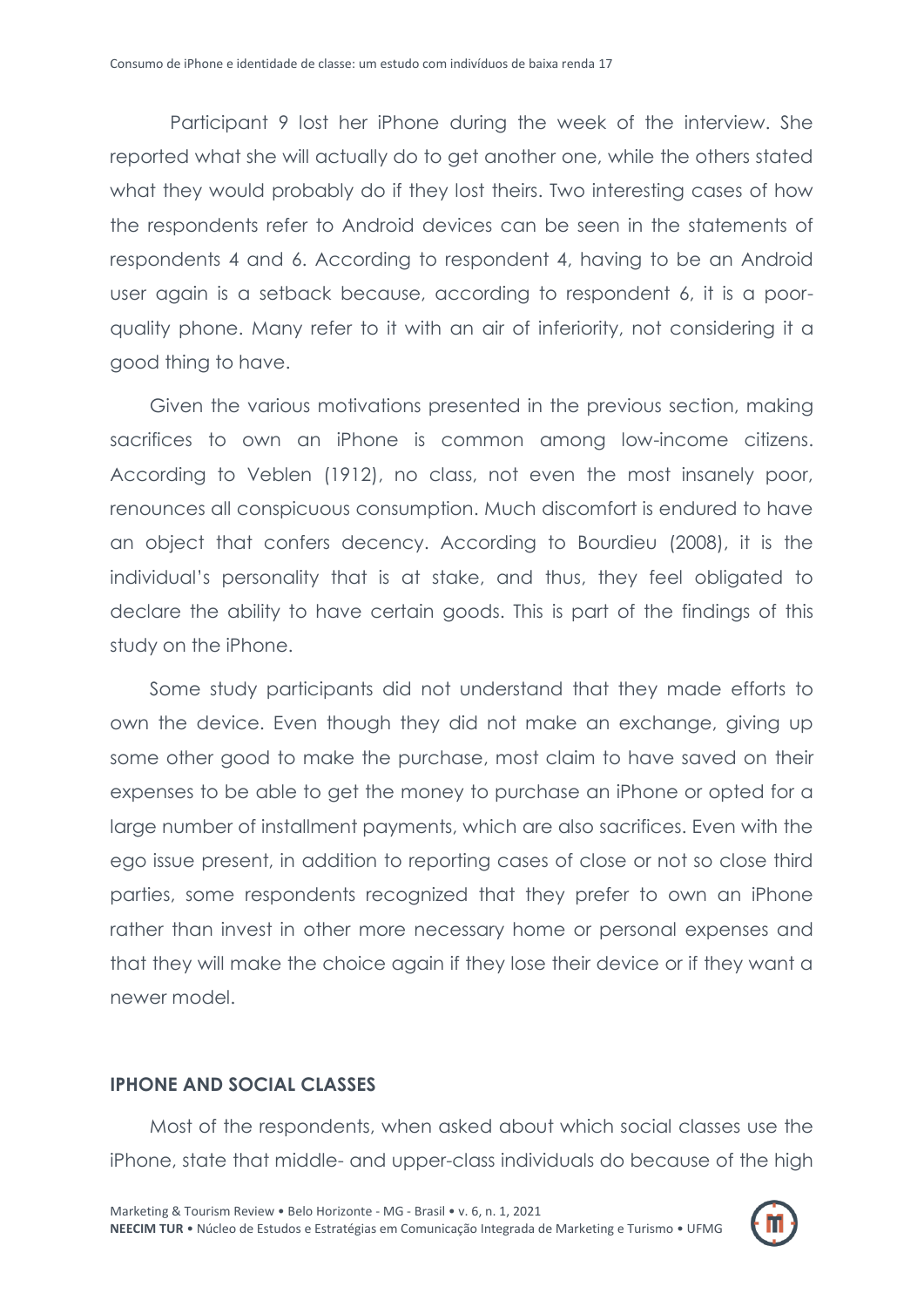Participant 9 lost her iPhone during the week of the interview. She reported what she will actually do to get another one, while the others stated what they would probably do if they lost theirs. Two interesting cases of how the respondents refer to Android devices can be seen in the statements of respondents 4 and 6. According to respondent 4, having to be an Android user again is a setback because, according to respondent 6, it is a poor-quality phone. Many refer to it with an air of inferiority, not considering it a good thing to have.

Given the various motivations presented in the previous section, making sacrifices to own an iPhone is common among low-income citizens. According to Veblen (1912), no class, not even the most insanely poor, renounces all conspicuous consumption. Much discomfort is endured to have an object that confers decency. According to Bourdieu (2008), it is the individual's personality that is at stake, and thus, they feel obligated to declare the ability to have certain goods. This is part of the findings of this study on the iPhone.

Some study participants did not understand that they made efforts to own the device. Even though they did not make an exchange, giving up some other good to make the purchase, most claim to have saved on their expenses to be able to get the money to purchase an iPhone or opted for a large number of installment payments, which are also sacrifices. Even with the ego issue present, in addition to reporting cases of close or not so close third parties, some respondents recognized that they prefer to own an iPhone rather than invest in other more necessary home or personal expenses and that they will make the choice again if they lose their device or if they want a newer model.

## IPHONE AND SOCIAL CLASSES

Most of the respondents, when asked about which social classes use the iPhone, state that middle- and upper-class individuals do because of the high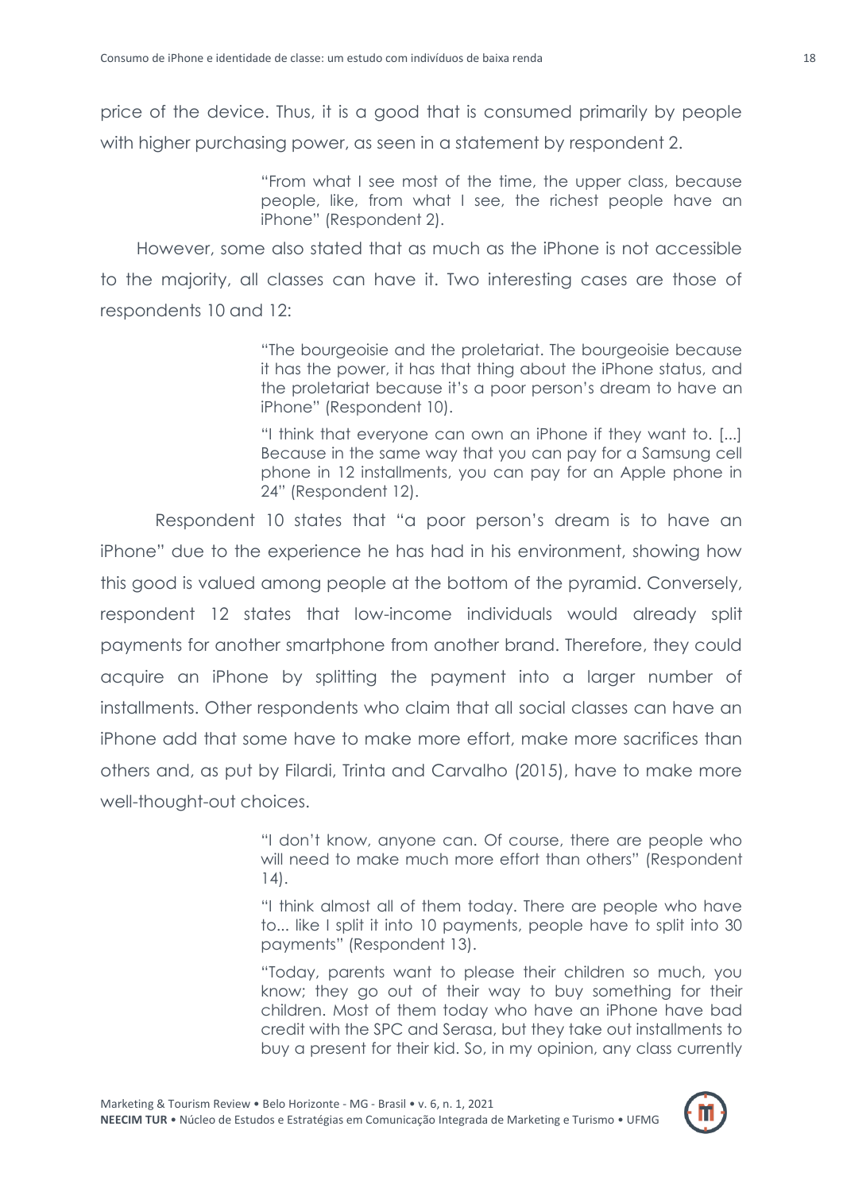price of the device. Thus, it is a good that is consumed primarily by people with higher purchasing power, as seen in a statement by respondent 2.

> "From what I see most of the time, the upper class, because people, like, from what I see, the richest people have an iPhone" (Respondent 2).

However, some also stated that as much as the iPhone is not accessible to the majority, all classes can have it. Two interesting cases are those of respondents 10 and 12:

> "The bourgeoisie and the proletariat. The bourgeoisie because it has the power, it has that thing about the iPhone status, and the proletariat because it's a poor person's dream to have an iPhone" (Respondent 10).
>
> "I think that everyone can own an iPhone if they want to. [...] Because in the same way that you can pay for a Samsung cell phone in 12 installments, you can pay for an Apple phone in 24" (Respondent 12).

Respondent 10 states that "a poor person's dream is to have an iPhone" due to the experience he has had in his environment, showing how this good is valued among people at the bottom of the pyramid. Conversely, respondent 12 states that low-income individuals would already split payments for another smartphone from another brand. Therefore, they could acquire an iPhone by splitting the payment into a larger number of installments. Other respondents who claim that all social classes can have an iPhone add that some have to make more effort, make more sacrifices than others and, as put by Filardi, Trinta and Carvalho (2015), have to make more well-thought-out choices.

> "I don't know, anyone can. Of course, there are people who will need to make much more effort than others" (Respondent 14).
>
> "I think almost all of them today. There are people who have to... like I split it into 10 payments, people have to split into 30 payments" (Respondent 13).
>
> "Today, parents want to please their children so much, you know; they go out of their way to buy something for their children. Most of them today who have an iPhone have bad credit with the SPC and Serasa, but they take out installments to buy a present for their kid. So, in my opinion, any class currently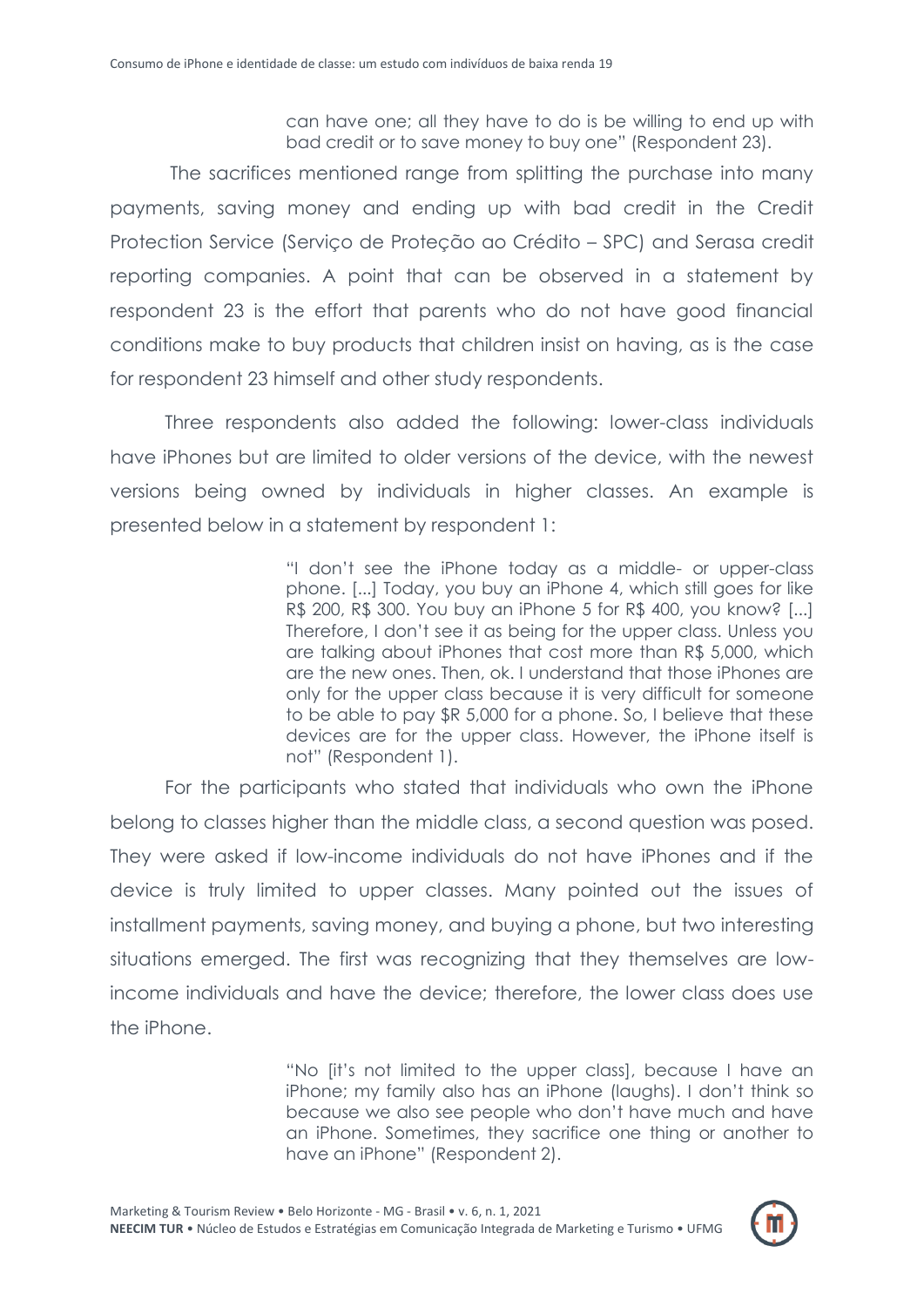> can have one; all they have to do is be willing to end up with bad credit or to save money to buy one" (Respondent 23).

The sacrifices mentioned range from splitting the purchase into many payments, saving money and ending up with bad credit in the Credit Protection Service (Serviço de Proteção ao Crédito – SPC) and Serasa credit reporting companies. A point that can be observed in a statement by respondent 23 is the effort that parents who do not have good financial conditions make to buy products that children insist on having, as is the case for respondent 23 himself and other study respondents.

Three respondents also added the following: lower-class individuals have iPhones but are limited to older versions of the device, with the newest versions being owned by individuals in higher classes. An example is presented below in a statement by respondent 1:

> "I don't see the iPhone today as a middle- or upper-class phone. [...] Today, you buy an iPhone 4, which still goes for like R$ 200, R$ 300. You buy an iPhone 5 for R$ 400, you know? [...] Therefore, I don't see it as being for the upper class. Unless you are talking about iPhones that cost more than R$ 5,000, which are the new ones. Then, ok. I understand that those iPhones are only for the upper class because it is very difficult for someone to be able to pay $R 5,000 for a phone. So, I believe that these devices are for the upper class. However, the iPhone itself is not" (Respondent 1).

For the participants who stated that individuals who own the iPhone belong to classes higher than the middle class, a second question was posed. They were asked if low-income individuals do not have iPhones and if the device is truly limited to upper classes. Many pointed out the issues of installment payments, saving money, and buying a phone, but two interesting situations emerged. The first was recognizing that they themselves are low-income individuals and have the device; therefore, the lower class does use the iPhone.

> "No [it's not limited to the upper class], because I have an iPhone; my family also has an iPhone (laughs). I don't think so because we also see people who don't have much and have an iPhone. Sometimes, they sacrifice one thing or another to have an iPhone" (Respondent 2).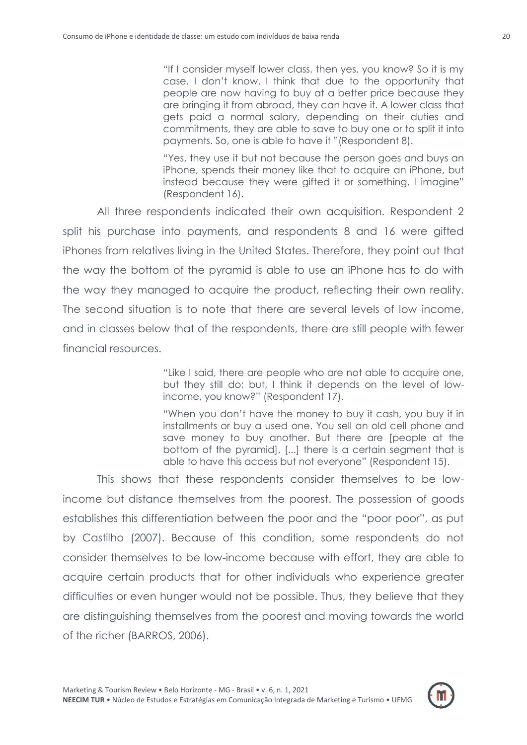> "If I consider myself lower class, then yes, you know? So it is my case. I don't know. I think that due to the opportunity that people are now having to buy at a better price because they are bringing it from abroad, they can have it. A lower class that gets paid a normal salary, depending on their duties and commitments, they are able to save to buy one or to split it into payments. So, one is able to have it "(Respondent 8).
>
> "Yes, they use it but not because the person goes and buys an iPhone, spends their money like that to acquire an iPhone, but instead because they were gifted it or something, I imagine" (Respondent 16).

All three respondents indicated their own acquisition. Respondent 2 split his purchase into payments, and respondents 8 and 16 were gifted iPhones from relatives living in the United States. Therefore, they point out that the way the bottom of the pyramid is able to use an iPhone has to do with the way they managed to acquire the product, reflecting their own reality. The second situation is to note that there are several levels of low income, and in classes below that of the respondents, there are still people with fewer financial resources.

> "Like I said, there are people who are not able to acquire one, but they still do; but, I think it depends on the level of low-income, you know?" (Respondent 17).
>
> "When you don't have the money to buy it cash, you buy it in installments or buy a used one. You sell an old cell phone and save money to buy another. But there are [people at the bottom of the pyramid], [...] there is a certain segment that is able to have this access but not everyone" (Respondent 15).

This shows that these respondents consider themselves to be low-income but distance themselves from the poorest. The possession of goods establishes this differentiation between the poor and the "poor poor", as put by Castilho (2007). Because of this condition, some respondents do not consider themselves to be low-income because with effort, they are able to acquire certain products that for other individuals who experience greater difficulties or even hunger would not be possible. Thus, they believe that they are distinguishing themselves from the poorest and moving towards the world of the richer (BARROS, 2006).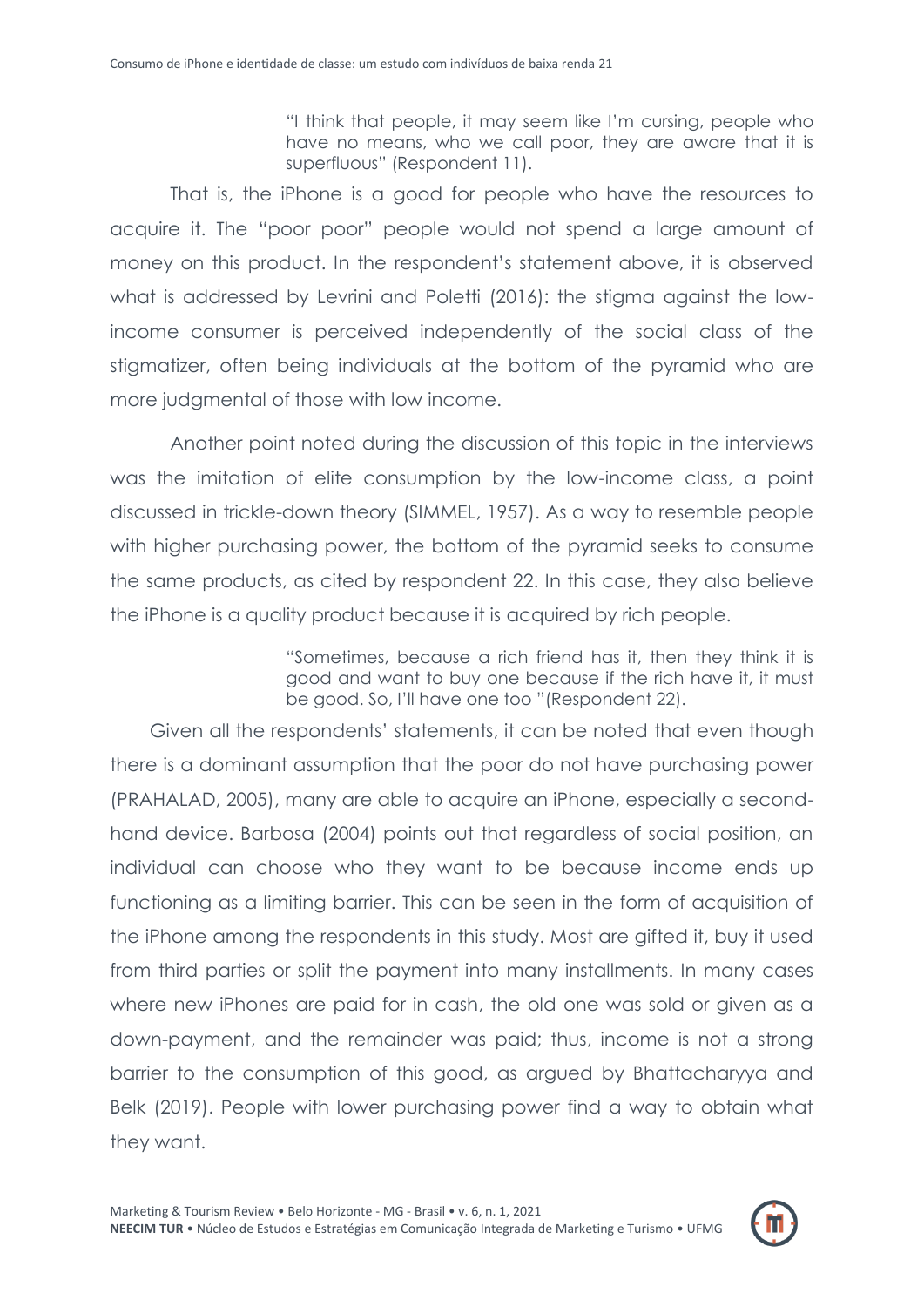> "I think that people, it may seem like I'm cursing, people who have no means, who we call poor, they are aware that it is superfluous" (Respondent 11).

That is, the iPhone is a good for people who have the resources to acquire it. The "poor poor" people would not spend a large amount of money on this product. In the respondent's statement above, it is observed what is addressed by Levrini and Poletti (2016): the stigma against the low-income consumer is perceived independently of the social class of the stigmatizer, often being individuals at the bottom of the pyramid who are more judgmental of those with low income.

Another point noted during the discussion of this topic in the interviews was the imitation of elite consumption by the low-income class, a point discussed in trickle-down theory (SIMMEL, 1957). As a way to resemble people with higher purchasing power, the bottom of the pyramid seeks to consume the same products, as cited by respondent 22. In this case, they also believe the iPhone is a quality product because it is acquired by rich people.

> "Sometimes, because a rich friend has it, then they think it is good and want to buy one because if the rich have it, it must be good. So, I'll have one too "(Respondent 22).

Given all the respondents' statements, it can be noted that even though there is a dominant assumption that the poor do not have purchasing power (PRAHALAD, 2005), many are able to acquire an iPhone, especially a second-hand device. Barbosa (2004) points out that regardless of social position, an individual can choose who they want to be because income ends up functioning as a limiting barrier. This can be seen in the form of acquisition of the iPhone among the respondents in this study. Most are gifted it, buy it used from third parties or split the payment into many installments. In many cases where new iPhones are paid for in cash, the old one was sold or given as a down-payment, and the remainder was paid; thus, income is not a strong barrier to the consumption of this good, as argued by Bhattacharyya and Belk (2019). People with lower purchasing power find a way to obtain what they want.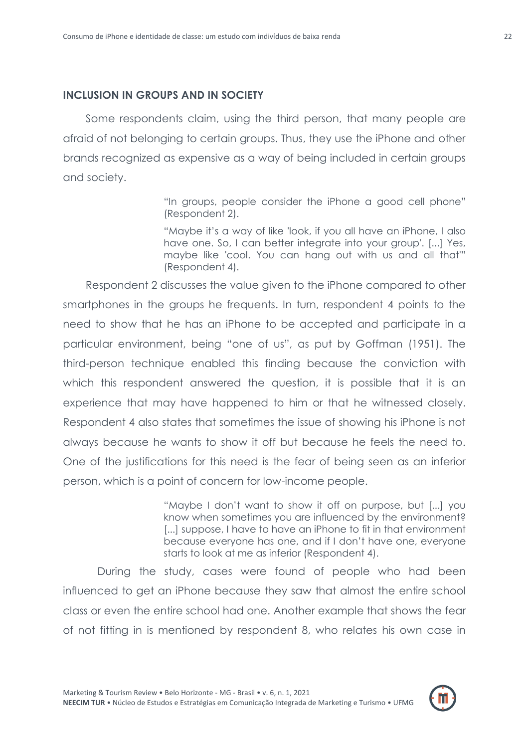## INCLUSION IN GROUPS AND IN SOCIETY

Some respondents claim, using the third person, that many people are afraid of not belonging to certain groups. Thus, they use the iPhone and other brands recognized as expensive as a way of being included in certain groups and society.

> "In groups, people consider the iPhone a good cell phone" (Respondent 2).
>
> "Maybe it's a way of like 'look, if you all have an iPhone, I also have one. So, I can better integrate into your group'. [...] Yes, maybe like 'cool. You can hang out with us and all that'" (Respondent 4).

Respondent 2 discusses the value given to the iPhone compared to other smartphones in the groups he frequents. In turn, respondent 4 points to the need to show that he has an iPhone to be accepted and participate in a particular environment, being "one of us", as put by Goffman (1951). The third-person technique enabled this finding because the conviction with which this respondent answered the question, it is possible that it is an experience that may have happened to him or that he witnessed closely. Respondent 4 also states that sometimes the issue of showing his iPhone is not always because he wants to show it off but because he feels the need to. One of the justifications for this need is the fear of being seen as an inferior person, which is a point of concern for low-income people.

> "Maybe I don't want to show it off on purpose, but [...] you know when sometimes you are influenced by the environment? [...] suppose, I have to have an iPhone to fit in that environment because everyone has one, and if I don't have one, everyone starts to look at me as inferior (Respondent 4).

During the study, cases were found of people who had been influenced to get an iPhone because they saw that almost the entire school class or even the entire school had one. Another example that shows the fear of not fitting in is mentioned by respondent 8, who relates his own case in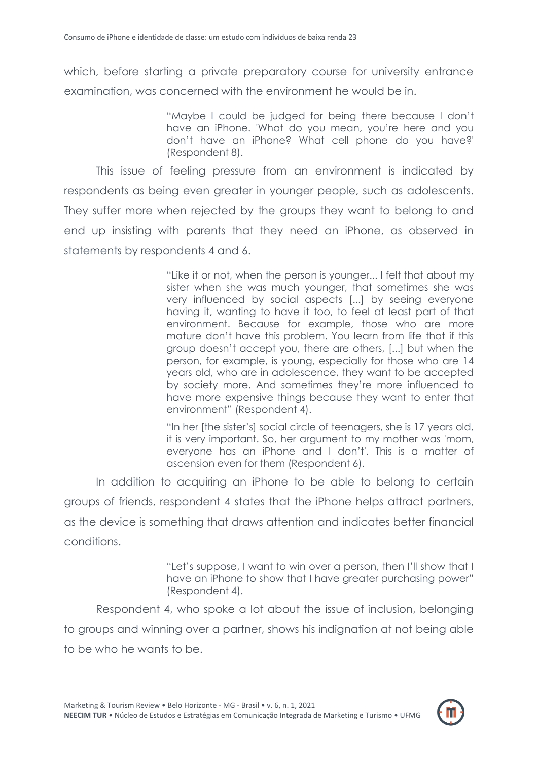which, before starting a private preparatory course for university entrance examination, was concerned with the environment he would be in.

> "Maybe I could be judged for being there because I don't have an iPhone. 'What do you mean, you're here and you don't have an iPhone? What cell phone do you have?' (Respondent 8).

This issue of feeling pressure from an environment is indicated by respondents as being even greater in younger people, such as adolescents. They suffer more when rejected by the groups they want to belong to and end up insisting with parents that they need an iPhone, as observed in statements by respondents 4 and 6.

> "Like it or not, when the person is younger... I felt that about my sister when she was much younger, that sometimes she was very influenced by social aspects [...] by seeing everyone having it, wanting to have it too, to feel at least part of that environment. Because for example, those who are more mature don't have this problem. You learn from life that if this group doesn't accept you, there are others, [...] but when the person, for example, is young, especially for those who are 14 years old, who are in adolescence, they want to be accepted by society more. And sometimes they're more influenced to have more expensive things because they want to enter that environment" (Respondent 4).

> "In her [the sister's] social circle of teenagers, she is 17 years old, it is very important. So, her argument to my mother was 'mom, everyone has an iPhone and I don't'. This is a matter of ascension even for them (Respondent 6).

In addition to acquiring an iPhone to be able to belong to certain groups of friends, respondent 4 states that the iPhone helps attract partners, as the device is something that draws attention and indicates better financial conditions.

> "Let's suppose, I want to win over a person, then I'll show that I have an iPhone to show that I have greater purchasing power" (Respondent 4).

Respondent 4, who spoke a lot about the issue of inclusion, belonging to groups and winning over a partner, shows his indignation at not being able to be who he wants to be.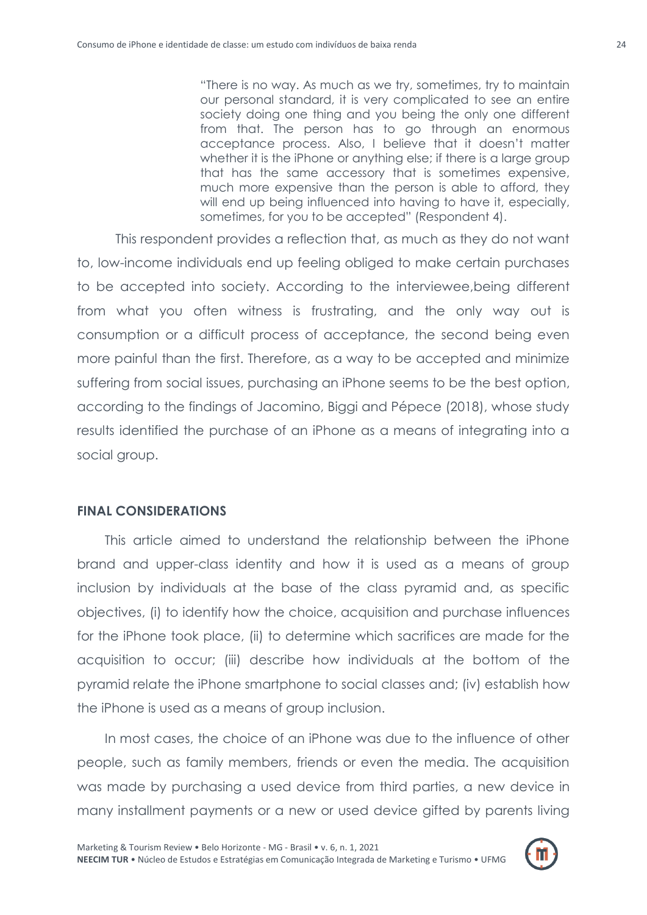> "There is no way. As much as we try, sometimes, try to maintain our personal standard, it is very complicated to see an entire society doing one thing and you being the only one different from that. The person has to go through an enormous acceptance process. Also, I believe that it doesn't matter whether it is the iPhone or anything else; if there is a large group that has the same accessory that is sometimes expensive, much more expensive than the person is able to afford, they will end up being influenced into having to have it, especially, sometimes, for you to be accepted" (Respondent 4).

This respondent provides a reflection that, as much as they do not want to, low-income individuals end up feeling obliged to make certain purchases to be accepted into society. According to the interviewee,being different from what you often witness is frustrating, and the only way out is consumption or a difficult process of acceptance, the second being even more painful than the first. Therefore, as a way to be accepted and minimize suffering from social issues, purchasing an iPhone seems to be the best option, according to the findings of Jacomino, Biggi and Pépece (2018), whose study results identified the purchase of an iPhone as a means of integrating into a social group.

## FINAL CONSIDERATIONS

This article aimed to understand the relationship between the iPhone brand and upper-class identity and how it is used as a means of group inclusion by individuals at the base of the class pyramid and, as specific objectives, (i) to identify how the choice, acquisition and purchase influences for the iPhone took place, (ii) to determine which sacrifices are made for the acquisition to occur; (iii) describe how individuals at the bottom of the pyramid relate the iPhone smartphone to social classes and; (iv) establish how the iPhone is used as a means of group inclusion.

In most cases, the choice of an iPhone was due to the influence of other people, such as family members, friends or even the media. The acquisition was made by purchasing a used device from third parties, a new device in many installment payments or a new or used device gifted by parents living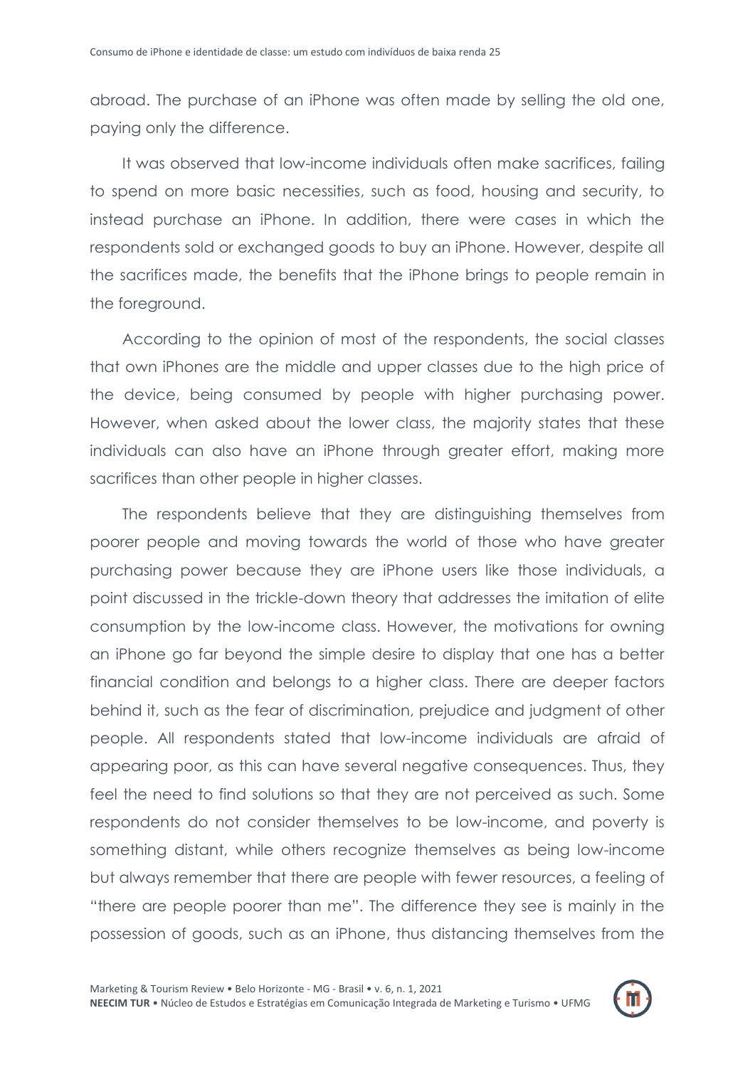abroad. The purchase of an iPhone was often made by selling the old one, paying only the difference.

It was observed that low-income individuals often make sacrifices, failing to spend on more basic necessities, such as food, housing and security, to instead purchase an iPhone. In addition, there were cases in which the respondents sold or exchanged goods to buy an iPhone. However, despite all the sacrifices made, the benefits that the iPhone brings to people remain in the foreground.

According to the opinion of most of the respondents, the social classes that own iPhones are the middle and upper classes due to the high price of the device, being consumed by people with higher purchasing power. However, when asked about the lower class, the majority states that these individuals can also have an iPhone through greater effort, making more sacrifices than other people in higher classes.

The respondents believe that they are distinguishing themselves from poorer people and moving towards the world of those who have greater purchasing power because they are iPhone users like those individuals, a point discussed in the trickle-down theory that addresses the imitation of elite consumption by the low-income class. However, the motivations for owning an iPhone go far beyond the simple desire to display that one has a better financial condition and belongs to a higher class. There are deeper factors behind it, such as the fear of discrimination, prejudice and judgment of other people. All respondents stated that low-income individuals are afraid of appearing poor, as this can have several negative consequences. Thus, they feel the need to find solutions so that they are not perceived as such. Some respondents do not consider themselves to be low-income, and poverty is something distant, while others recognize themselves as being low-income but always remember that there are people with fewer resources, a feeling of "there are people poorer than me". The difference they see is mainly in the possession of goods, such as an iPhone, thus distancing themselves from the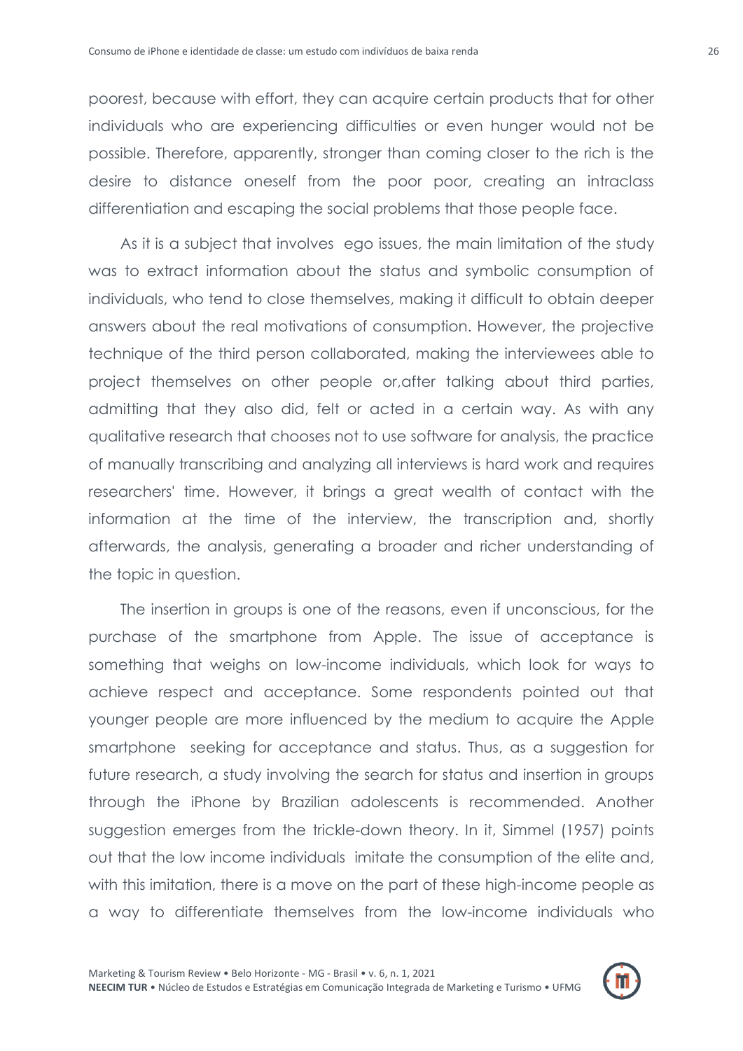poorest, because with effort, they can acquire certain products that for other individuals who are experiencing difficulties or even hunger would not be possible. Therefore, apparently, stronger than coming closer to the rich is the desire to distance oneself from the poor poor, creating an intraclass differentiation and escaping the social problems that those people face.

As it is a subject that involves ego issues, the main limitation of the study was to extract information about the status and symbolic consumption of individuals, who tend to close themselves, making it difficult to obtain deeper answers about the real motivations of consumption. However, the projective technique of the third person collaborated, making the interviewees able to project themselves on other people or,after talking about third parties, admitting that they also did, felt or acted in a certain way. As with any qualitative research that chooses not to use software for analysis, the practice of manually transcribing and analyzing all interviews is hard work and requires researchers' time. However, it brings a great wealth of contact with the information at the time of the interview, the transcription and, shortly afterwards, the analysis, generating a broader and richer understanding of the topic in question.

The insertion in groups is one of the reasons, even if unconscious, for the purchase of the smartphone from Apple. The issue of acceptance is something that weighs on low-income individuals, which look for ways to achieve respect and acceptance. Some respondents pointed out that younger people are more influenced by the medium to acquire the Apple smartphone seeking for acceptance and status. Thus, as a suggestion for future research, a study involving the search for status and insertion in groups through the iPhone by Brazilian adolescents is recommended. Another suggestion emerges from the trickle-down theory. In it, Simmel (1957) points out that the low income individuals imitate the consumption of the elite and, with this imitation, there is a move on the part of these high-income people as a way to differentiate themselves from the low-income individuals who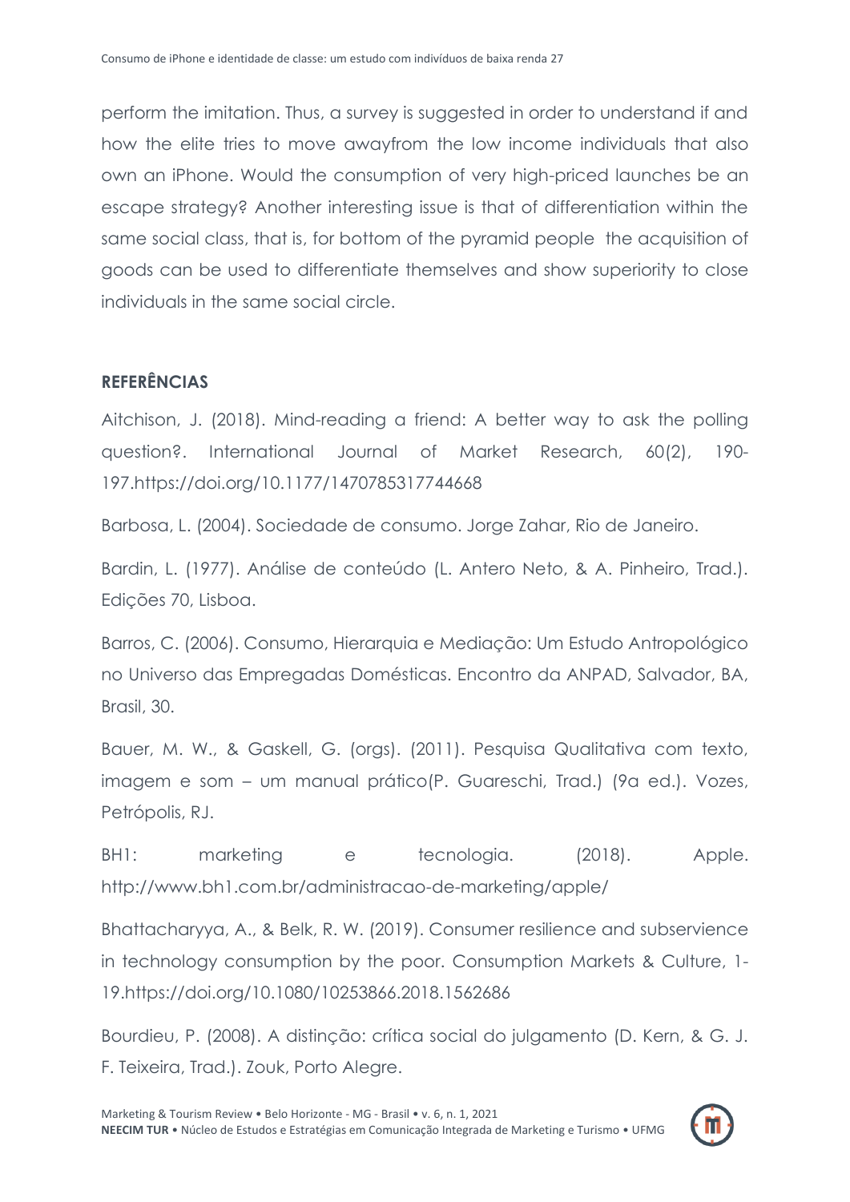perform the imitation. Thus, a survey is suggested in order to understand if and how the elite tries to move awayfrom the low income individuals that also own an iPhone. Would the consumption of very high-priced launches be an escape strategy? Another interesting issue is that of differentiation within the same social class, that is, for bottom of the pyramid people the acquisition of goods can be used to differentiate themselves and show superiority to close individuals in the same social circle.

## REFERÊNCIAS

Aitchison, J. (2018). Mind-reading a friend: A better way to ask the polling question?. International Journal of Market Research, 60(2), 190-197.https://doi.org/10.1177/1470785317744668

Barbosa, L. (2004). Sociedade de consumo. Jorge Zahar, Rio de Janeiro.

Bardin, L. (1977). Análise de conteúdo (L. Antero Neto, & A. Pinheiro, Trad.). Edições 70, Lisboa.

Barros, C. (2006). Consumo, Hierarquia e Mediação: Um Estudo Antropológico no Universo das Empregadas Domésticas. Encontro da ANPAD, Salvador, BA, Brasil, 30.

Bauer, M. W., & Gaskell, G. (orgs). (2011). Pesquisa Qualitativa com texto, imagem e som – um manual prático(P. Guareschi, Trad.) (9a ed.). Vozes, Petrópolis, RJ.

BH1: marketing e tecnologia. (2018). Apple. http://www.bh1.com.br/administracao-de-marketing/apple/

Bhattacharyya, A., & Belk, R. W. (2019). Consumer resilience and subservience in technology consumption by the poor. Consumption Markets & Culture, 1-19.https://doi.org/10.1080/10253866.2018.1562686

Bourdieu, P. (2008). A distinção: crítica social do julgamento (D. Kern, & G. J. F. Teixeira, Trad.). Zouk, Porto Alegre.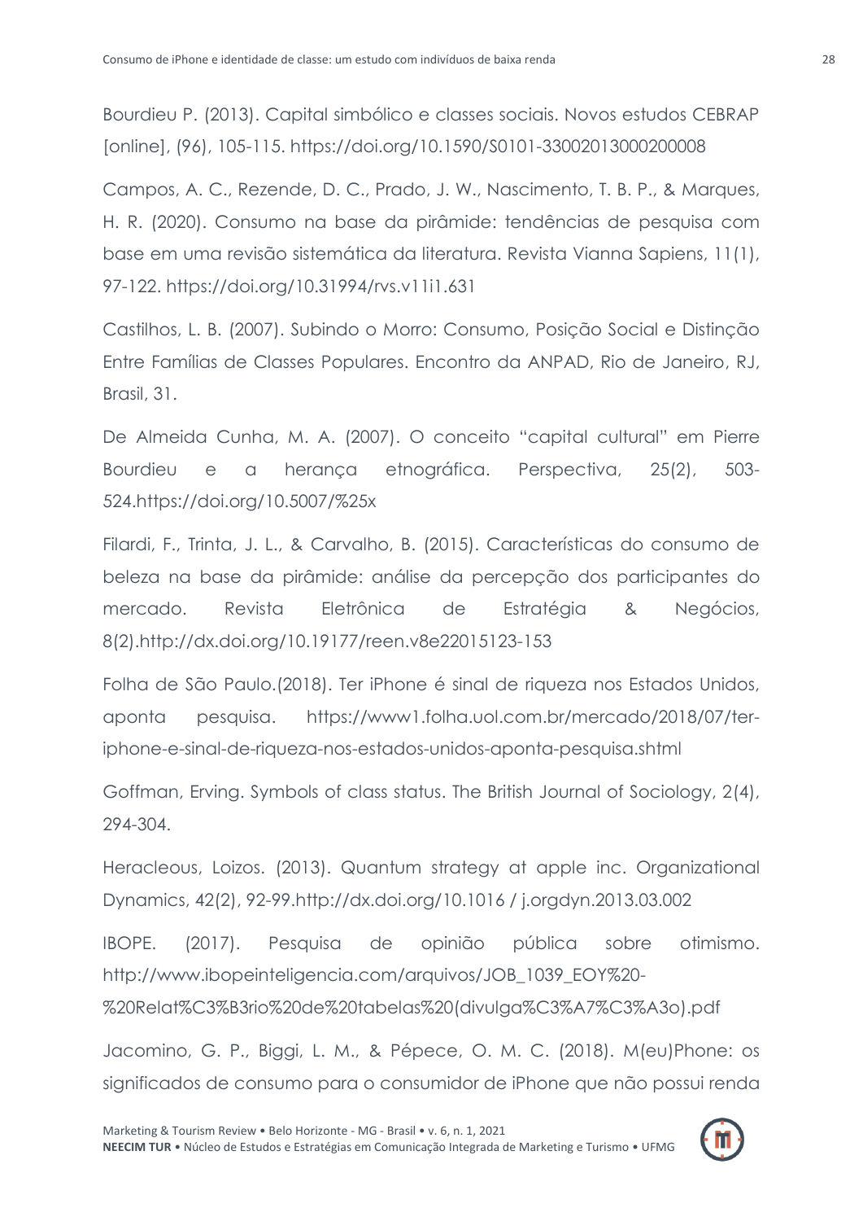Bourdieu P. (2013). Capital simbólico e classes sociais. Novos estudos CEBRAP [online], (96), 105-115. https://doi.org/10.1590/S0101-33002013000200008

Campos, A. C., Rezende, D. C., Prado, J. W., Nascimento, T. B. P., & Marques, H. R. (2020). Consumo na base da pirâmide: tendências de pesquisa com base em uma revisão sistemática da literatura. Revista Vianna Sapiens, 11(1), 97-122. https://doi.org/10.31994/rvs.v11i1.631

Castilhos, L. B. (2007). Subindo o Morro: Consumo, Posição Social e Distinção Entre Famílias de Classes Populares. Encontro da ANPAD, Rio de Janeiro, RJ, Brasil, 31.

De Almeida Cunha, M. A. (2007). O conceito "capital cultural" em Pierre Bourdieu e a herança etnográfica. Perspectiva, 25(2), 503-524.https://doi.org/10.5007/%25x

Filardi, F., Trinta, J. L., & Carvalho, B. (2015). Características do consumo de beleza na base da pirâmide: análise da percepção dos participantes do mercado. Revista Eletrônica de Estratégia & Negócios, 8(2).http://dx.doi.org/10.19177/reen.v8e22015123-153

Folha de São Paulo.(2018). Ter iPhone é sinal de riqueza nos Estados Unidos, aponta pesquisa. https://www1.folha.uol.com.br/mercado/2018/07/ter-iphone-e-sinal-de-riqueza-nos-estados-unidos-aponta-pesquisa.shtml

Goffman, Erving. Symbols of class status. The British Journal of Sociology, 2(4), 294-304.

Heracleous, Loizos. (2013). Quantum strategy at apple inc. Organizational Dynamics, 42(2), 92-99.http://dx.doi.org/10.1016 / j.orgdyn.2013.03.002

IBOPE. (2017). Pesquisa de opinião pública sobre otimismo. http://www.ibopeinteligencia.com/arquivos/JOB_1039_EOY%20-%20Relat%C3%B3rio%20de%20tabelas%20(divulga%C3%A7%C3%A3o).pdf

Jacomino, G. P., Biggi, L. M., & Pépece, O. M. C. (2018). M(eu)Phone: os significados de consumo para o consumidor de iPhone que não possui renda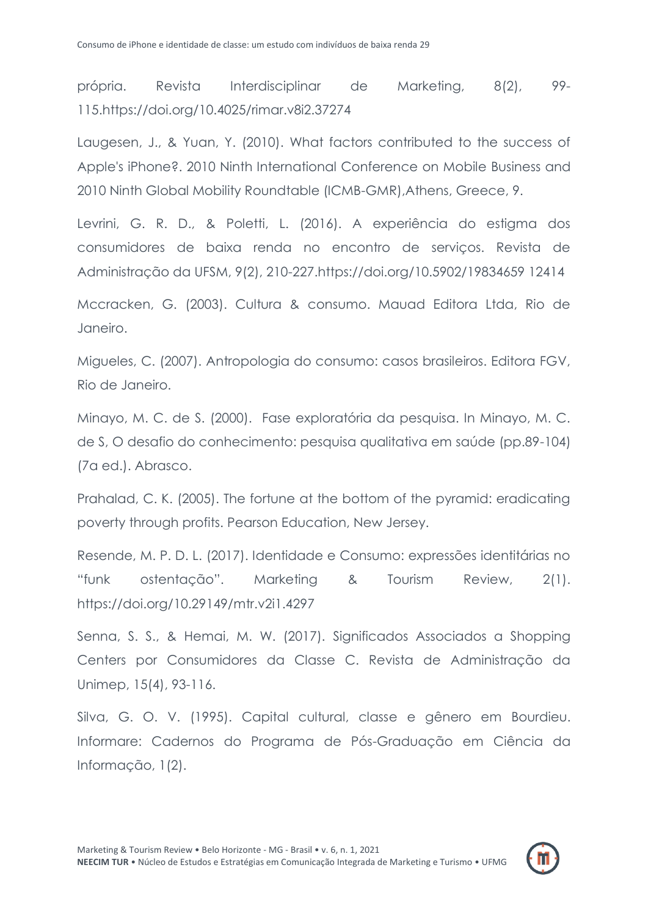própria. Revista Interdisciplinar de Marketing, 8(2), 99-115.https://doi.org/10.4025/rimar.v8i2.37274

Laugesen, J., & Yuan, Y. (2010). What factors contributed to the success of Apple's iPhone?. 2010 Ninth International Conference on Mobile Business and 2010 Ninth Global Mobility Roundtable (ICMB-GMR),Athens, Greece, 9.

Levrini, G. R. D., & Poletti, L. (2016). A experiência do estigma dos consumidores de baixa renda no encontro de serviços. Revista de Administração da UFSM, 9(2), 210-227.https://doi.org/10.5902/19834659 12414

Mccracken, G. (2003). Cultura & consumo. Mauad Editora Ltda, Rio de Janeiro.

Migueles, C. (2007). Antropologia do consumo: casos brasileiros. Editora FGV, Rio de Janeiro.

Minayo, M. C. de S. (2000). Fase exploratória da pesquisa. In Minayo, M. C. de S, O desafio do conhecimento: pesquisa qualitativa em saúde (pp.89-104) (7a ed.). Abrasco.

Prahalad, C. K. (2005). The fortune at the bottom of the pyramid: eradicating poverty through profits. Pearson Education, New Jersey.

Resende, M. P. D. L. (2017). Identidade e Consumo: expressões identitárias no "funk ostentação". Marketing & Tourism Review, 2(1). https://doi.org/10.29149/mtr.v2i1.4297

Senna, S. S., & Hemai, M. W. (2017). Significados Associados a Shopping Centers por Consumidores da Classe C. Revista de Administração da Unimep, 15(4), 93-116.

Silva, G. O. V. (1995). Capital cultural, classe e gênero em Bourdieu. Informare: Cadernos do Programa de Pós-Graduação em Ciência da Informação, 1(2).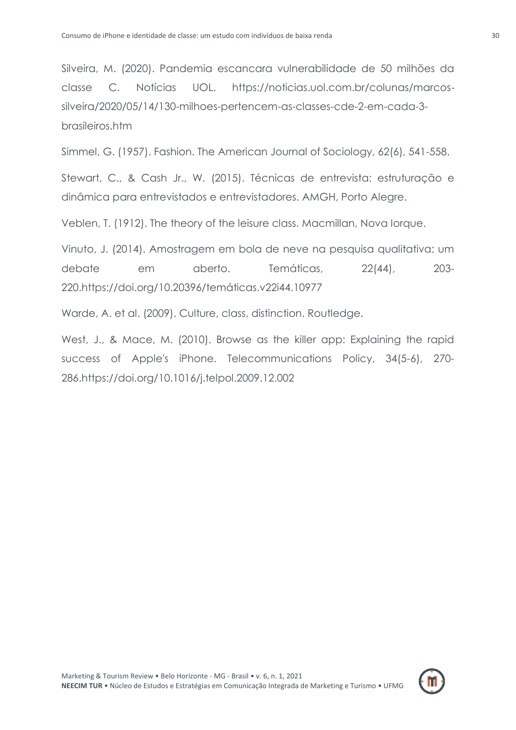Silveira, M. (2020). Pandemia escancara vulnerabilidade de 50 milhões da classe C. Notícias UOL. https://noticias.uol.com.br/colunas/marcos-silveira/2020/05/14/130-milhoes-pertencem-as-classes-cde-2-em-cada-3-brasileiros.htm

Simmel, G. (1957). Fashion. The American Journal of Sociology, 62(6), 541-558.

Stewart, C., & Cash Jr., W. (2015). Técnicas de entrevista: estruturação e dinâmica para entrevistados e entrevistadores. AMGH, Porto Alegre.

Veblen, T. (1912). The theory of the leisure class. Macmillan, Nova Iorque.

Vinuto, J. (2014). Amostragem em bola de neve na pesquisa qualitativa: um debate em aberto. Temáticas, 22(44), 203-220.https://doi.org/10.20396/temáticas.v22i44.10977

Warde, A. et al. (2009). Culture, class, distinction. Routledge.

West, J., & Mace, M. (2010). Browse as the killer app: Explaining the rapid success of Apple's iPhone. Telecommunications Policy, 34(5-6), 270-286.https://doi.org/10.1016/j.telpol.2009.12.002